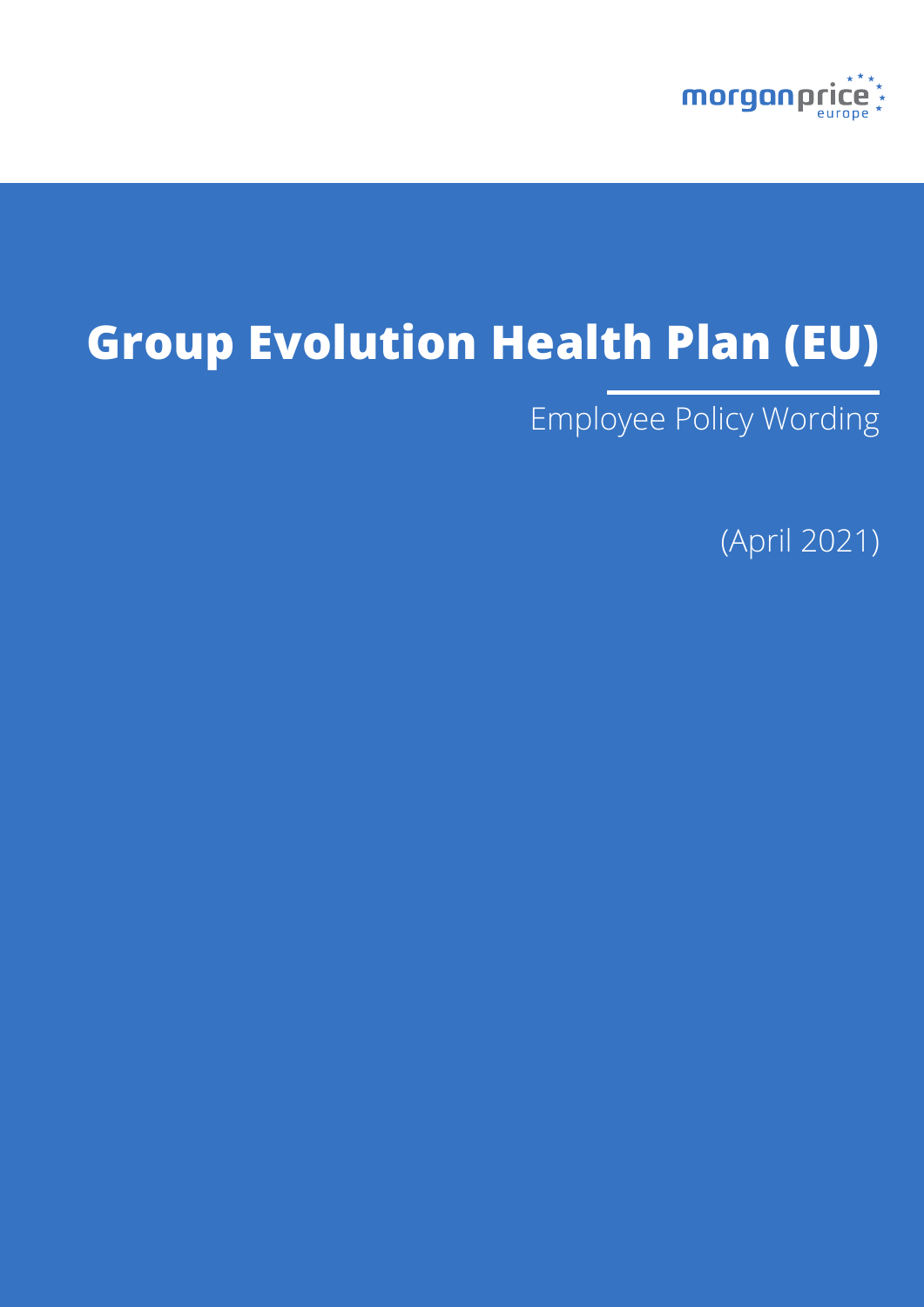morganprice europe

# Group Evolution Health Plan (EU)

Employee Policy Wording

(April 2021)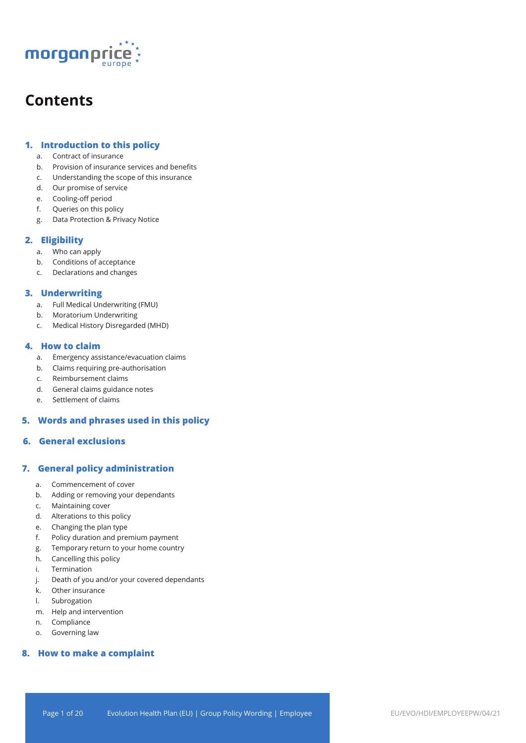# Contents

## 1. Introduction to this policy

a. Contract of insurance
b. Provision of insurance services and benefits
c. Understanding the scope of this insurance
d. Our promise of service
e. Cooling-off period
f. Queries on this policy
g. Data Protection & Privacy Notice

## 2. Eligibility

a. Who can apply
b. Conditions of acceptance
c. Declarations and changes

## 3. Underwriting

a. Full Medical Underwriting (FMU)
b. Moratorium Underwriting
c. Medical History Disregarded (MHD)

## 4. How to claim

a. Emergency assistance/evacuation claims
b. Claims requiring pre-authorisation
c. Reimbursement claims
d. General claims guidance notes
e. Settlement of claims

## 5. Words and phrases used in this policy

## 6. General exclusions

## 7. General policy administration

a. Commencement of cover
b. Adding or removing your dependants
c. Maintaining cover
d. Alterations to this policy
e. Changing the plan type
f. Policy duration and premium payment
g. Temporary return to your home country
h. Cancelling this policy
i. Termination
j. Death of you and/or your covered dependants
k. Other insurance
l. Subrogation
m. Help and intervention
n. Compliance
o. Governing law

## 8. How to make a complaint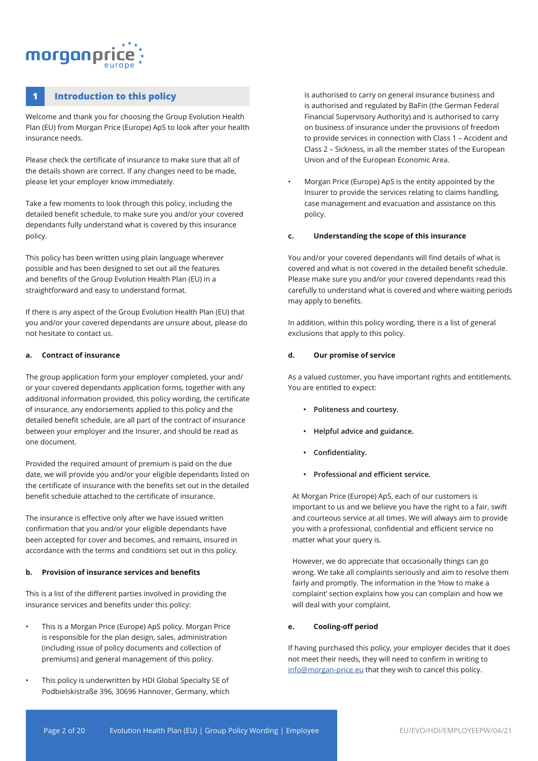## 1 Introduction to this policy

Welcome and thank you for choosing the Group Evolution Health Plan (EU) from Morgan Price (Europe) ApS to look after your health insurance needs.

Please check the certificate of insurance to make sure that all of the details shown are correct. If any changes need to be made, please let your employer know immediately.

Take a few moments to look through this policy, including the detailed benefit schedule, to make sure you and/or your covered dependants fully understand what is covered by this insurance policy.

This policy has been written using plain language wherever possible and has been designed to set out all the features and benefits of the Group Evolution Health Plan (EU) in a straightforward and easy to understand format.

If there is any aspect of the Group Evolution Health Plan (EU) that you and/or your covered dependants are unsure about, please do not hesitate to contact us.

### a. Contract of insurance

The group application form your employer completed, your and/or your covered dependants application forms, together with any additional information provided, this policy wording, the certificate of insurance, any endorsements applied to this policy and the detailed benefit schedule, are all part of the contract of insurance between your employer and the Insurer, and should be read as one document.

Provided the required amount of premium is paid on the due date, we will provide you and/or your eligible dependants listed on the certificate of insurance with the benefits set out in the detailed benefit schedule attached to the certificate of insurance.

The insurance is effective only after we have issued written confirmation that you and/or your eligible dependants have been accepted for cover and becomes, and remains, insured in accordance with the terms and conditions set out in this policy.

### b. Provision of insurance services and benefits

This is a list of the different parties involved in providing the insurance services and benefits under this policy:

- This is a Morgan Price (Europe) ApS policy. Morgan Price is responsible for the plan design, sales, administration (including issue of policy documents and collection of premiums) and general management of this policy.
- This policy is underwritten by HDI Global Specialty SE of Podbielskistraße 396, 30696 Hannover, Germany, which is authorised to carry on general insurance business and is authorised and regulated by BaFin (the German Federal Financial Supervisory Authority) and is authorised to carry on business of insurance under the provisions of freedom to provide services in connection with Class 1 – Accident and Class 2 – Sickness, in all the member states of the European Union and of the European Economic Area.
- Morgan Price (Europe) ApS is the entity appointed by the Insurer to provide the services relating to claims handling, case management and evacuation and assistance on this policy.

### c. Understanding the scope of this insurance

You and/or your covered dependants will find details of what is covered and what is not covered in the detailed benefit schedule. Please make sure you and/or your covered dependants read this carefully to understand what is covered and where waiting periods may apply to benefits.

In addition, within this policy wording, there is a list of general exclusions that apply to this policy.

### d. Our promise of service

As a valued customer, you have important rights and entitlements. You are entitled to expect:

- **Politeness and courtesy.**
- **Helpful advice and guidance.**
- **Confidentiality.**
- **Professional and efficient service.**

At Morgan Price (Europe) ApS, each of our customers is important to us and we believe you have the right to a fair, swift and courteous service at all times. We will always aim to provide you with a professional, confidential and efficient service no matter what your query is.

However, we do appreciate that occasionally things can go wrong. We take all complaints seriously and aim to resolve them fairly and promptly. The information in the 'How to make a complaint' section explains how you can complain and how we will deal with your complaint.

### e. Cooling-off period

If having purchased this policy, your employer decides that it does not meet their needs, they will need to confirm in writing to info@morgan-price.eu that they wish to cancel this policy.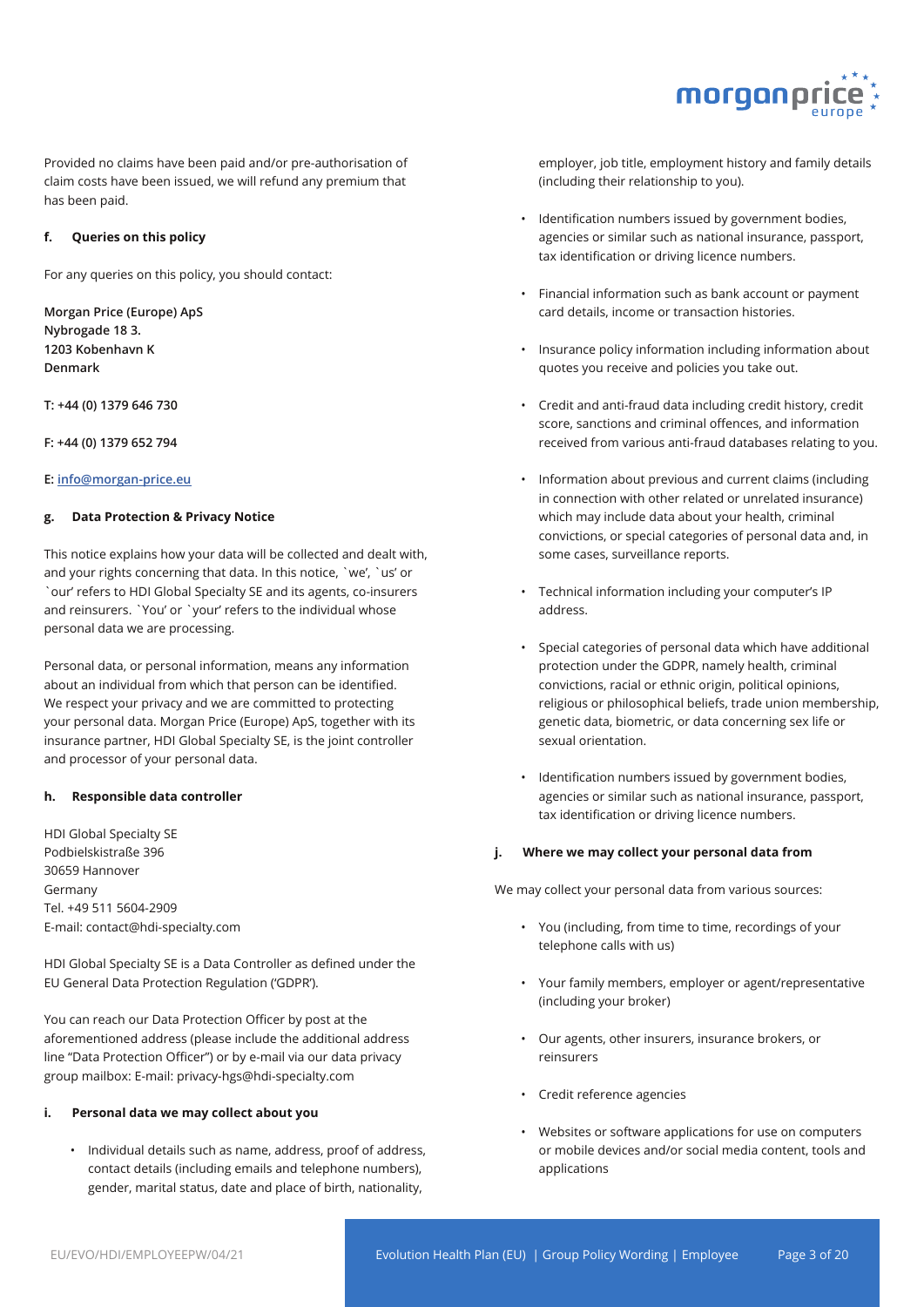Provided no claims have been paid and/or pre-authorisation of claim costs have been issued, we will refund any premium that has been paid.

#### f. Queries on this policy

For any queries on this policy, you should contact:

**Morgan Price (Europe) ApS**
**Nybrogade 18 3.**
**1203 Kobenhavn K**
**Denmark**

**T: +44 (0) 1379 646 730**

**F: +44 (0) 1379 652 794**

**E: info@morgan-price.eu**

#### g. Data Protection & Privacy Notice

This notice explains how your data will be collected and dealt with, and your rights concerning that data. In this notice, `we', `us' or `our' refers to HDI Global Specialty SE and its agents, co-insurers and reinsurers. `You' or `your' refers to the individual whose personal data we are processing.

Personal data, or personal information, means any information about an individual from which that person can be identified. We respect your privacy and we are committed to protecting your personal data. Morgan Price (Europe) ApS, together with its insurance partner, HDI Global Specialty SE, is the joint controller and processor of your personal data.

#### h. Responsible data controller

HDI Global Specialty SE
Podbielskistraße 396
30659 Hannover
Germany
Tel. +49 511 5604-2909
E-mail: contact@hdi-specialty.com

HDI Global Specialty SE is a Data Controller as defined under the EU General Data Protection Regulation ('GDPR').

You can reach our Data Protection Officer by post at the aforementioned address (please include the additional address line "Data Protection Officer") or by e-mail via our data privacy group mailbox: E-mail: privacy-hgs@hdi-specialty.com

#### i. Personal data we may collect about you

- Individual details such as name, address, proof of address, contact details (including emails and telephone numbers), gender, marital status, date and place of birth, nationality, employer, job title, employment history and family details (including their relationship to you).
- Identification numbers issued by government bodies, agencies or similar such as national insurance, passport, tax identification or driving licence numbers.
- Financial information such as bank account or payment card details, income or transaction histories.
- Insurance policy information including information about quotes you receive and policies you take out.
- Credit and anti-fraud data including credit history, credit score, sanctions and criminal offences, and information received from various anti-fraud databases relating to you.
- Information about previous and current claims (including in connection with other related or unrelated insurance) which may include data about your health, criminal convictions, or special categories of personal data and, in some cases, surveillance reports.
- Technical information including your computer's IP address.
- Special categories of personal data which have additional protection under the GDPR, namely health, criminal convictions, racial or ethnic origin, political opinions, religious or philosophical beliefs, trade union membership, genetic data, biometric, or data concerning sex life or sexual orientation.
- Identification numbers issued by government bodies, agencies or similar such as national insurance, passport, tax identification or driving licence numbers.

#### j. Where we may collect your personal data from

We may collect your personal data from various sources:

- You (including, from time to time, recordings of your telephone calls with us)
- Your family members, employer or agent/representative (including your broker)
- Our agents, other insurers, insurance brokers, or reinsurers
- Credit reference agencies
- Websites or software applications for use on computers or mobile devices and/or social media content, tools and applications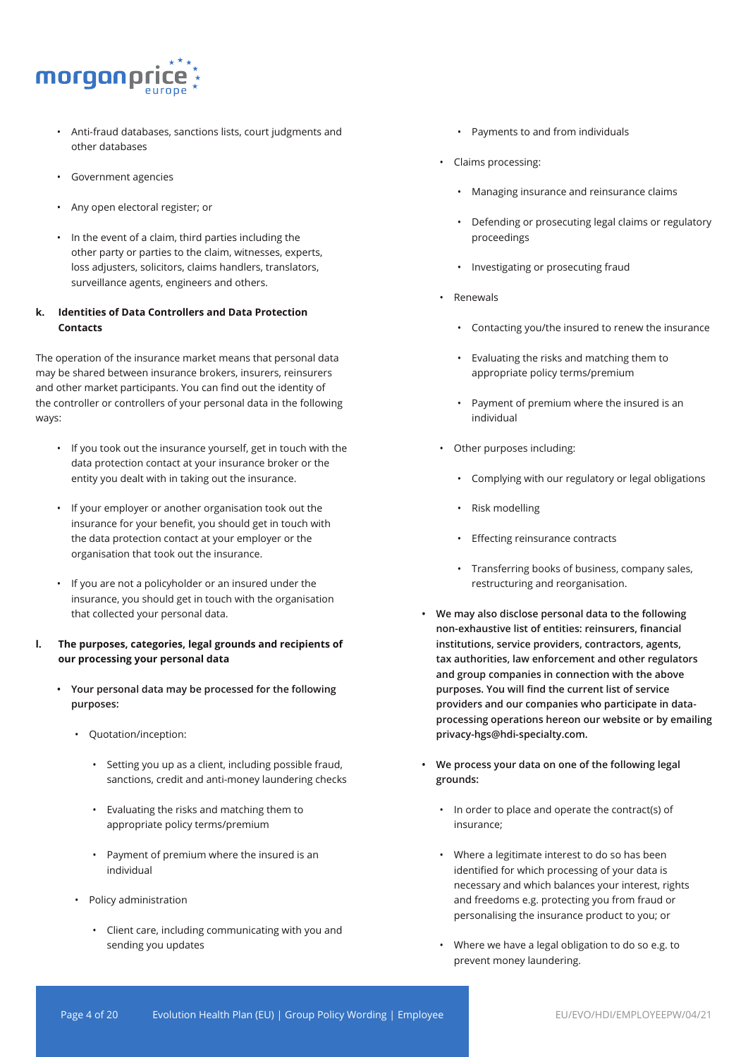- Anti-fraud databases, sanctions lists, court judgments and other databases
- Government agencies
- Any open electoral register; or
- In the event of a claim, third parties including the other party or parties to the claim, witnesses, experts, loss adjusters, solicitors, claims handlers, translators, surveillance agents, engineers and others.

**k. Identities of Data Controllers and Data Protection Contacts**

The operation of the insurance market means that personal data may be shared between insurance brokers, insurers, reinsurers and other market participants. You can find out the identity of the controller or controllers of your personal data in the following ways:

- If you took out the insurance yourself, get in touch with the data protection contact at your insurance broker or the entity you dealt with in taking out the insurance.
- If your employer or another organisation took out the insurance for your benefit, you should get in touch with the data protection contact at your employer or the organisation that took out the insurance.
- If you are not a policyholder or an insured under the insurance, you should get in touch with the organisation that collected your personal data.

**l. The purposes, categories, legal grounds and recipients of our processing your personal data**

- **Your personal data may be processed for the following purposes:**
  - Quotation/inception:
    - Setting you up as a client, including possible fraud, sanctions, credit and anti-money laundering checks
    - Evaluating the risks and matching them to appropriate policy terms/premium
    - Payment of premium where the insured is an individual
  - Policy administration
    - Client care, including communicating with you and sending you updates
    - Payments to and from individuals
  - Claims processing:
    - Managing insurance and reinsurance claims
    - Defending or prosecuting legal claims or regulatory proceedings
    - Investigating or prosecuting fraud
  - Renewals
    - Contacting you/the insured to renew the insurance
    - Evaluating the risks and matching them to appropriate policy terms/premium
    - Payment of premium where the insured is an individual
  - Other purposes including:
    - Complying with our regulatory or legal obligations
    - Risk modelling
    - Effecting reinsurance contracts
    - Transferring books of business, company sales, restructuring and reorganisation.
- **We may also disclose personal data to the following non-exhaustive list of entities: reinsurers, financial institutions, service providers, contractors, agents, tax authorities, law enforcement and other regulators and group companies in connection with the above purposes. You will find the current list of service providers and our companies who participate in data-processing operations hereon our website or by emailing privacy-hgs@hdi-specialty.com.**
- **We process your data on one of the following legal grounds:**
  - In order to place and operate the contract(s) of insurance;
  - Where a legitimate interest to do so has been identified for which processing of your data is necessary and which balances your interest, rights and freedoms e.g. protecting you from fraud or personalising the insurance product to you; or
  - Where we have a legal obligation to do so e.g. to prevent money laundering.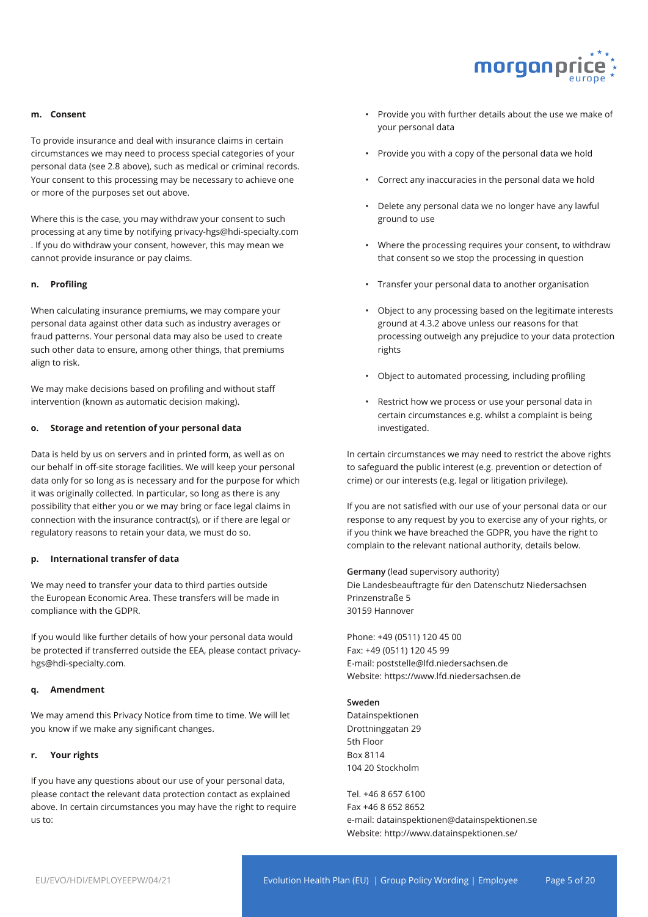#### m. Consent

To provide insurance and deal with insurance claims in certain circumstances we may need to process special categories of your personal data (see 2.8 above), such as medical or criminal records. Your consent to this processing may be necessary to achieve one or more of the purposes set out above.

Where this is the case, you may withdraw your consent to such processing at any time by notifying privacy-hgs@hdi-specialty.com . If you do withdraw your consent, however, this may mean we cannot provide insurance or pay claims.

#### n. Profiling

When calculating insurance premiums, we may compare your personal data against other data such as industry averages or fraud patterns. Your personal data may also be used to create such other data to ensure, among other things, that premiums align to risk.

We may make decisions based on profiling and without staff intervention (known as automatic decision making).

#### o. Storage and retention of your personal data

Data is held by us on servers and in printed form, as well as on our behalf in off-site storage facilities. We will keep your personal data only for so long as is necessary and for the purpose for which it was originally collected. In particular, so long as there is any possibility that either you or we may bring or face legal claims in connection with the insurance contract(s), or if there are legal or regulatory reasons to retain your data, we must do so.

#### p. International transfer of data

We may need to transfer your data to third parties outside the European Economic Area. These transfers will be made in compliance with the GDPR.

If you would like further details of how your personal data would be protected if transferred outside the EEA, please contact privacy-hgs@hdi-specialty.com.

#### q. Amendment

We may amend this Privacy Notice from time to time. We will let you know if we make any significant changes.

#### r. Your rights

If you have any questions about our use of your personal data, please contact the relevant data protection contact as explained above. In certain circumstances you may have the right to require us to:

- Provide you with further details about the use we make of your personal data
- Provide you with a copy of the personal data we hold
- Correct any inaccuracies in the personal data we hold
- Delete any personal data we no longer have any lawful ground to use
- Where the processing requires your consent, to withdraw that consent so we stop the processing in question
- Transfer your personal data to another organisation
- Object to any processing based on the legitimate interests ground at 4.3.2 above unless our reasons for that processing outweigh any prejudice to your data protection rights
- Object to automated processing, including profiling
- Restrict how we process or use your personal data in certain circumstances e.g. whilst a complaint is being investigated.

In certain circumstances we may need to restrict the above rights to safeguard the public interest (e.g. prevention or detection of crime) or our interests (e.g. legal or litigation privilege).

If you are not satisfied with our use of your personal data or our response to any request by you to exercise any of your rights, or if you think we have breached the GDPR, you have the right to complain to the relevant national authority, details below.

**Germany** (lead supervisory authority)
Die Landesbeauftragte für den Datenschutz Niedersachsen
Prinzenstraße 5
30159 Hannover

Phone: +49 (0511) 120 45 00
Fax: +49 (0511) 120 45 99
E-mail: poststelle@lfd.niedersachsen.de
Website: https://www.lfd.niedersachsen.de

**Sweden**
Datainspektionen
Drottninggatan 29
5th Floor
Box 8114
104 20 Stockholm

Tel. +46 8 657 6100
Fax +46 8 652 8652
e-mail: datainspektionen@datainspektionen.se
Website: http://www.datainspektionen.se/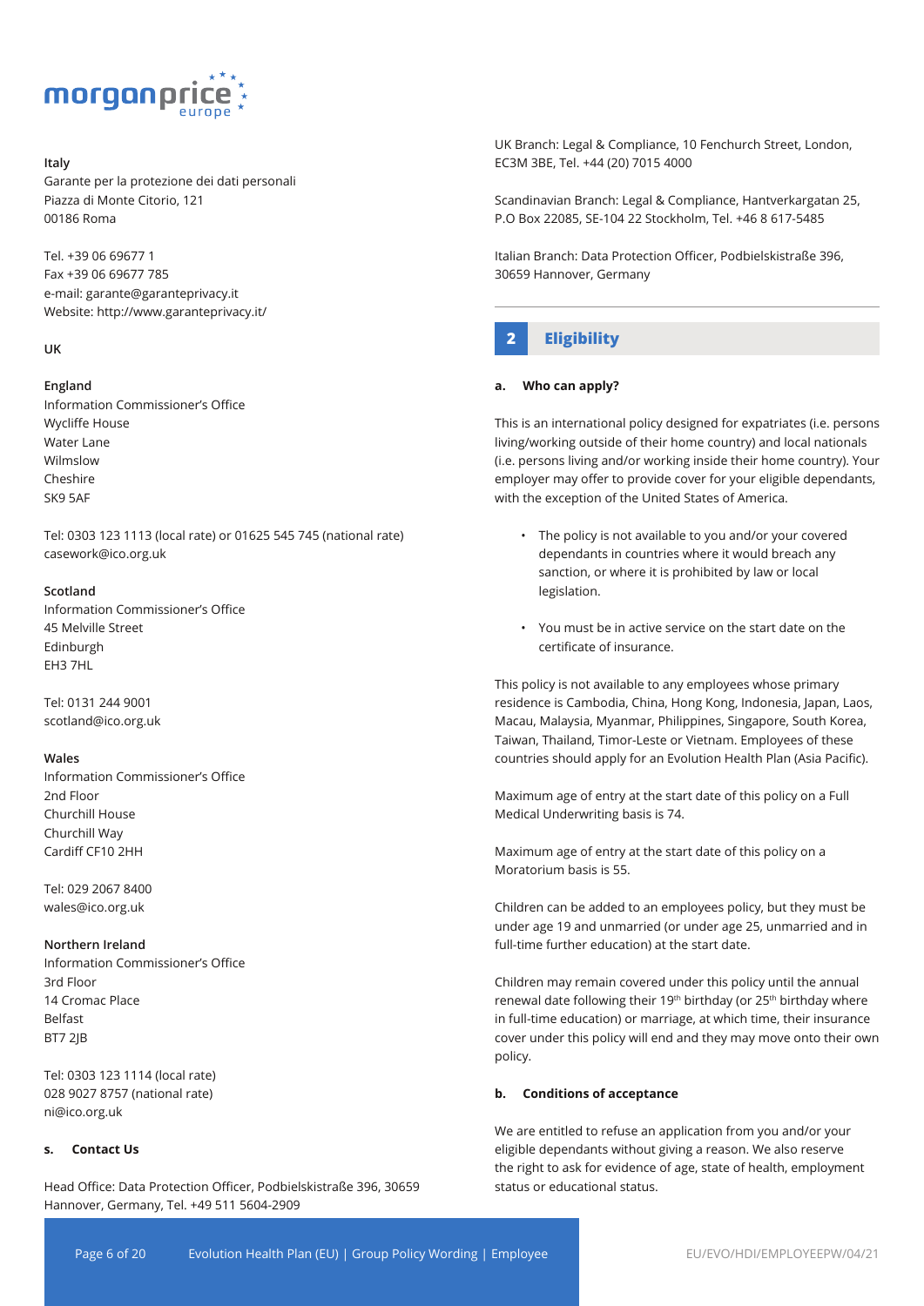**Italy**
Garante per la protezione dei dati personali
Piazza di Monte Citorio, 121
00186 Roma

Tel. +39 06 69677 1
Fax +39 06 69677 785
e-mail: garante@garanteprivacy.it
Website: http://www.garanteprivacy.it/

**UK**

**England**
Information Commissioner's Office
Wycliffe House
Water Lane
Wilmslow
Cheshire
SK9 5AF

Tel: 0303 123 1113 (local rate) or 01625 545 745 (national rate)
casework@ico.org.uk

**Scotland**
Information Commissioner's Office
45 Melville Street
Edinburgh
EH3 7HL

Tel: 0131 244 9001
scotland@ico.org.uk

**Wales**
Information Commissioner's Office
2nd Floor
Churchill House
Churchill Way
Cardiff CF10 2HH

Tel: 029 2067 8400
wales@ico.org.uk

**Northern Ireland**
Information Commissioner's Office
3rd Floor
14 Cromac Place
Belfast
BT7 2JB

Tel: 0303 123 1114 (local rate)
028 9027 8757 (national rate)
ni@ico.org.uk

### s. Contact Us

Head Office: Data Protection Officer, Podbielskistraße 396, 30659 Hannover, Germany, Tel. +49 511 5604-2909

UK Branch: Legal & Compliance, 10 Fenchurch Street, London, EC3M 3BE, Tel. +44 (20) 7015 4000

Scandinavian Branch: Legal & Compliance, Hantverkargatan 25, P.O Box 22085, SE-104 22 Stockholm, Tel. +46 8 617-5485

Italian Branch: Data Protection Officer, Podbielskistraße 396, 30659 Hannover, Germany

## 2 Eligibility

### a. Who can apply?

This is an international policy designed for expatriates (i.e. persons living/working outside of their home country) and local nationals (i.e. persons living and/or working inside their home country). Your employer may offer to provide cover for your eligible dependants, with the exception of the United States of America.

- The policy is not available to you and/or your covered dependants in countries where it would breach any sanction, or where it is prohibited by law or local legislation.
- You must be in active service on the start date on the certificate of insurance.

This policy is not available to any employees whose primary residence is Cambodia, China, Hong Kong, Indonesia, Japan, Laos, Macau, Malaysia, Myanmar, Philippines, Singapore, South Korea, Taiwan, Thailand, Timor-Leste or Vietnam. Employees of these countries should apply for an Evolution Health Plan (Asia Pacific).

Maximum age of entry at the start date of this policy on a Full Medical Underwriting basis is 74.

Maximum age of entry at the start date of this policy on a Moratorium basis is 55.

Children can be added to an employees policy, but they must be under age 19 and unmarried (or under age 25, unmarried and in full-time further education) at the start date.

Children may remain covered under this policy until the annual renewal date following their 19th birthday (or 25th birthday where in full-time education) or marriage, at which time, their insurance cover under this policy will end and they may move onto their own policy.

### b. Conditions of acceptance

We are entitled to refuse an application from you and/or your eligible dependants without giving a reason. We also reserve the right to ask for evidence of age, state of health, employment status or educational status.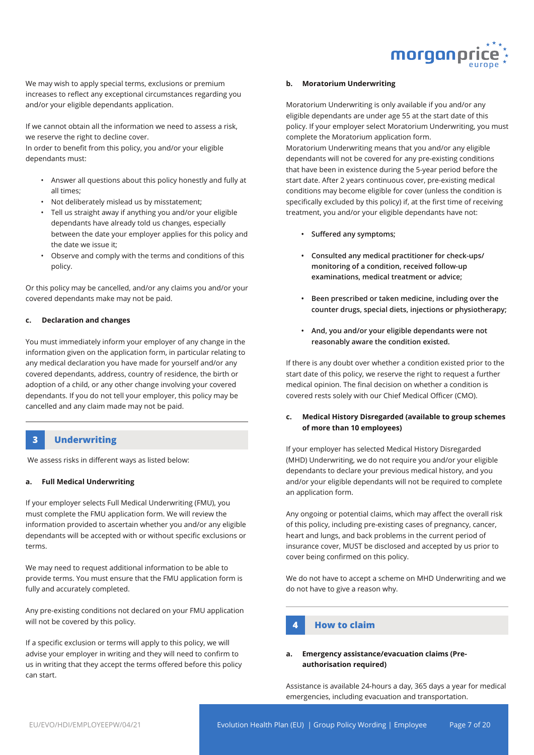We may wish to apply special terms, exclusions or premium increases to reflect any exceptional circumstances regarding you and/or your eligible dependants application.

If we cannot obtain all the information we need to assess a risk, we reserve the right to decline cover.
In order to benefit from this policy, you and/or your eligible dependants must:

- Answer all questions about this policy honestly and fully at all times;
- Not deliberately mislead us by misstatement;
- Tell us straight away if anything you and/or your eligible dependants have already told us changes, especially between the date your employer applies for this policy and the date we issue it;
- Observe and comply with the terms and conditions of this policy.

Or this policy may be cancelled, and/or any claims you and/or your covered dependants make may not be paid.

**c. Declaration and changes**

You must immediately inform your employer of any change in the information given on the application form, in particular relating to any medical declaration you have made for yourself and/or any covered dependants, address, country of residence, the birth or adoption of a child, or any other change involving your covered dependants. If you do not tell your employer, this policy may be cancelled and any claim made may not be paid.

## 3 Underwriting

We assess risks in different ways as listed below:

**a. Full Medical Underwriting**

If your employer selects Full Medical Underwriting (FMU), you must complete the FMU application form. We will review the information provided to ascertain whether you and/or any eligible dependants will be accepted with or without specific exclusions or terms.

We may need to request additional information to be able to provide terms. You must ensure that the FMU application form is fully and accurately completed.

Any pre-existing conditions not declared on your FMU application will not be covered by this policy.

If a specific exclusion or terms will apply to this policy, we will advise your employer in writing and they will need to confirm to us in writing that they accept the terms offered before this policy can start.

**b. Moratorium Underwriting**

Moratorium Underwriting is only available if you and/or any eligible dependants are under age 55 at the start date of this policy. If your employer select Moratorium Underwriting, you must complete the Moratorium application form.
Moratorium Underwriting means that you and/or any eligible dependants will not be covered for any pre-existing conditions that have been in existence during the 5-year period before the start date. After 2 years continuous cover, pre-existing medical conditions may become eligible for cover (unless the condition is specifically excluded by this policy) if, at the first time of receiving treatment, you and/or your eligible dependants have not:

- **Suffered any symptoms;**
- **Consulted any medical practitioner for check-ups/ monitoring of a condition, received follow-up examinations, medical treatment or advice;**
- **Been prescribed or taken medicine, including over the counter drugs, special diets, injections or physiotherapy;**
- **And, you and/or your eligible dependants were not reasonably aware the condition existed.**

If there is any doubt over whether a condition existed prior to the start date of this policy, we reserve the right to request a further medical opinion. The final decision on whether a condition is covered rests solely with our Chief Medical Officer (CMO).

**c. Medical History Disregarded (available to group schemes of more than 10 employees)**

If your employer has selected Medical History Disregarded (MHD) Underwriting, we do not require you and/or your eligible dependants to declare your previous medical history, and you and/or your eligible dependants will not be required to complete an application form.

Any ongoing or potential claims, which may affect the overall risk of this policy, including pre-existing cases of pregnancy, cancer, heart and lungs, and back problems in the current period of insurance cover, MUST be disclosed and accepted by us prior to cover being confirmed on this policy.

We do not have to accept a scheme on MHD Underwriting and we do not have to give a reason why.

## 4 How to claim

**a. Emergency assistance/evacuation claims (Pre-authorisation required)**

Assistance is available 24-hours a day, 365 days a year for medical emergencies, including evacuation and transportation.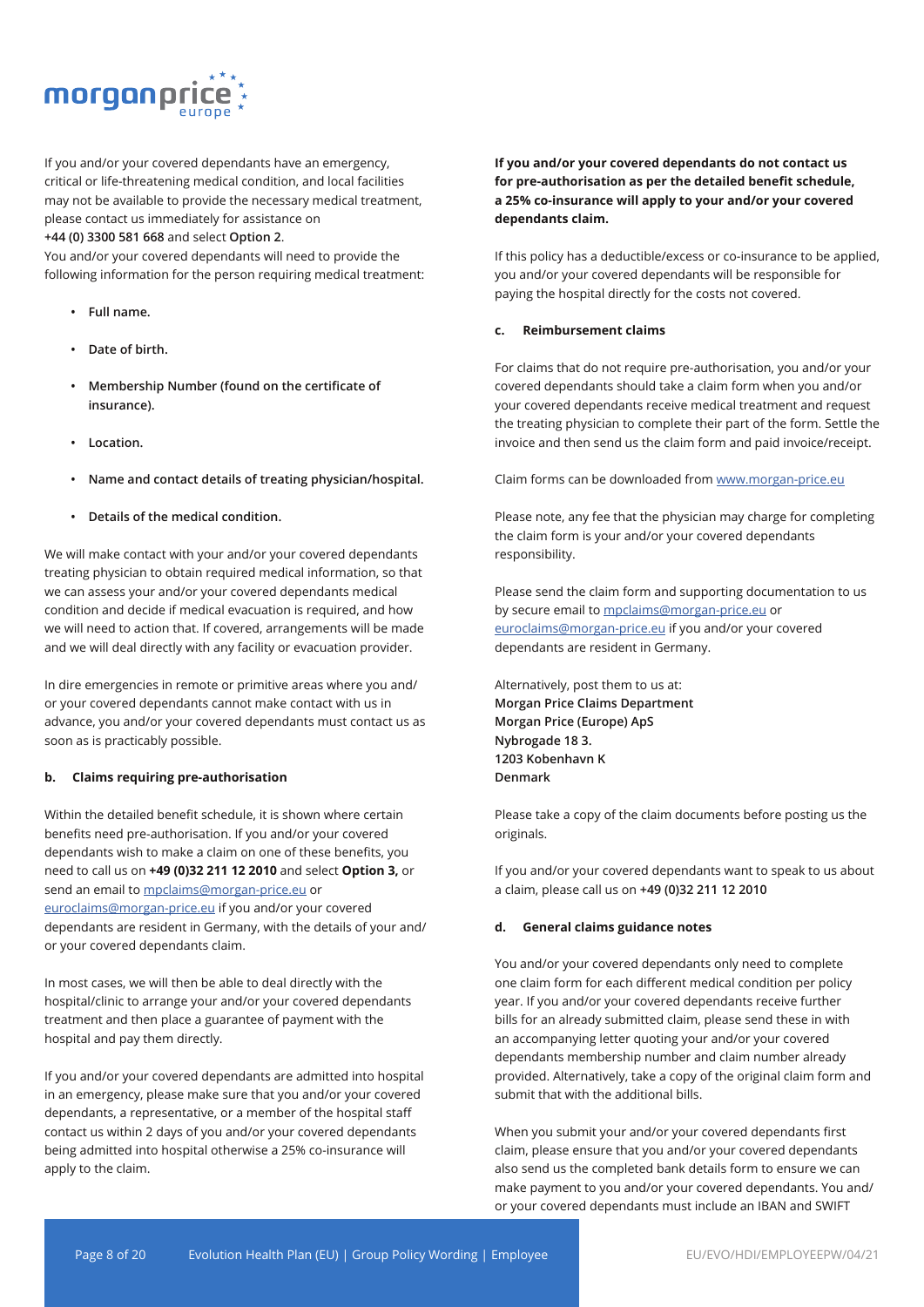If you and/or your covered dependants have an emergency, critical or life-threatening medical condition, and local facilities may not be available to provide the necessary medical treatment, please contact us immediately for assistance on **+44 (0) 3300 581 668** and select **Option 2**.

You and/or your covered dependants will need to provide the following information for the person requiring medical treatment:

- **Full name.**
- **Date of birth.**
- **Membership Number (found on the certificate of insurance).**
- **Location.**
- **Name and contact details of treating physician/hospital.**
- **Details of the medical condition.**

We will make contact with your and/or your covered dependants treating physician to obtain required medical information, so that we can assess your and/or your covered dependants medical condition and decide if medical evacuation is required, and how we will need to action that. If covered, arrangements will be made and we will deal directly with any facility or evacuation provider.

In dire emergencies in remote or primitive areas where you and/or your covered dependants cannot make contact with us in advance, you and/or your covered dependants must contact us as soon as is practicably possible.

#### b. Claims requiring pre-authorisation

Within the detailed benefit schedule, it is shown where certain benefits need pre-authorisation. If you and/or your covered dependants wish to make a claim on one of these benefits, you need to call us on **+49 (0)32 211 12 2010** and select **Option 3,** or send an email to mpclaims@morgan-price.eu or euroclaims@morgan-price.eu if you and/or your covered dependants are resident in Germany, with the details of your and/or your covered dependants claim.

In most cases, we will then be able to deal directly with the hospital/clinic to arrange your and/or your covered dependants treatment and then place a guarantee of payment with the hospital and pay them directly.

If you and/or your covered dependants are admitted into hospital in an emergency, please make sure that you and/or your covered dependants, a representative, or a member of the hospital staff contact us within 2 days of you and/or your covered dependants being admitted into hospital otherwise a 25% co-insurance will apply to the claim.

**If you and/or your covered dependants do not contact us for pre-authorisation as per the detailed benefit schedule, a 25% co-insurance will apply to your and/or your covered dependants claim.**

If this policy has a deductible/excess or co-insurance to be applied, you and/or your covered dependants will be responsible for paying the hospital directly for the costs not covered.

#### c. Reimbursement claims

For claims that do not require pre-authorisation, you and/or your covered dependants should take a claim form when you and/or your covered dependants receive medical treatment and request the treating physician to complete their part of the form. Settle the invoice and then send us the claim form and paid invoice/receipt.

Claim forms can be downloaded from www.morgan-price.eu

Please note, any fee that the physician may charge for completing the claim form is your and/or your covered dependants responsibility.

Please send the claim form and supporting documentation to us by secure email to mpclaims@morgan-price.eu or euroclaims@morgan-price.eu if you and/or your covered dependants are resident in Germany.

Alternatively, post them to us at:
**Morgan Price Claims Department**
**Morgan Price (Europe) ApS**
**Nybrogade 18 3.**
**1203 Kobenhavn K**
**Denmark**

Please take a copy of the claim documents before posting us the originals.

If you and/or your covered dependants want to speak to us about a claim, please call us on **+49 (0)32 211 12 2010**

#### d. General claims guidance notes

You and/or your covered dependants only need to complete one claim form for each different medical condition per policy year. If you and/or your covered dependants receive further bills for an already submitted claim, please send these in with an accompanying letter quoting your and/or your covered dependants membership number and claim number already provided. Alternatively, take a copy of the original claim form and submit that with the additional bills.

When you submit your and/or your covered dependants first claim, please ensure that you and/or your covered dependants also send us the completed bank details form to ensure we can make payment to you and/or your covered dependants. You and/or your covered dependants must include an IBAN and SWIFT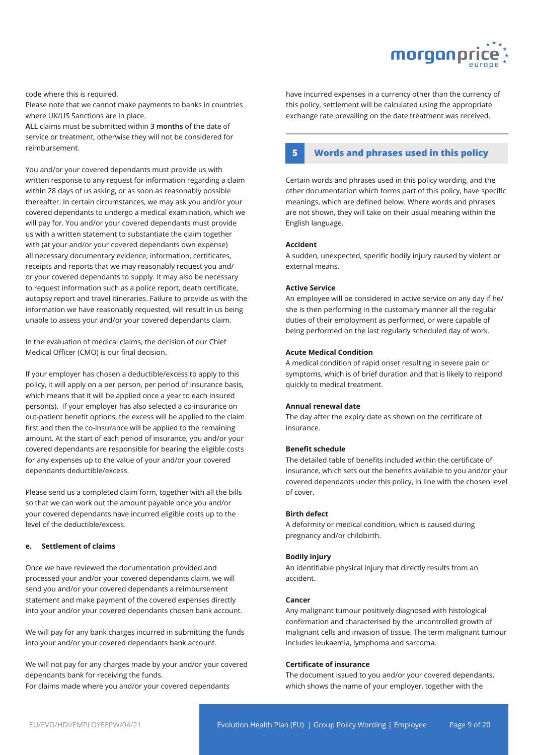code where this is required.
Please note that we cannot make payments to banks in countries where UK/US Sanctions are in place.
**ALL** claims must be submitted within **3 months** of the date of service or treatment, otherwise they will not be considered for reimbursement.

You and/or your covered dependants must provide us with written response to any request for information regarding a claim within 28 days of us asking, or as soon as reasonably possible thereafter. In certain circumstances, we may ask you and/or your covered dependants to undergo a medical examination, which we will pay for. You and/or your covered dependants must provide us with a written statement to substantiate the claim together with (at your and/or your covered dependants own expense) all necessary documentary evidence, information, certificates, receipts and reports that we may reasonably request you and/ or your covered dependants to supply. It may also be necessary to request information such as a police report, death certificate, autopsy report and travel itineraries. Failure to provide us with the information we have reasonably requested, will result in us being unable to assess your and/or your covered dependants claim.

In the evaluation of medical claims, the decision of our Chief Medical Officer (CMO) is our final decision.

If your employer has chosen a deductible/excess to apply to this policy, it will apply on a per person, per period of insurance basis, which means that it will be applied once a year to each insured person(s). If your employer has also selected a co-insurance on out-patient benefit options, the excess will be applied to the claim first and then the co-insurance will be applied to the remaining amount. At the start of each period of insurance, you and/or your covered dependants are responsible for bearing the eligible costs for any expenses up to the value of your and/or your covered dependants deductible/excess.

Please send us a completed claim form, together with all the bills so that we can work out the amount payable once you and/or your covered dependants have incurred eligible costs up to the level of the deductible/excess.

#### e. Settlement of claims

Once we have reviewed the documentation provided and processed your and/or your covered dependants claim, we will send you and/or your covered dependants a reimbursement statement and make payment of the covered expenses directly into your and/or your covered dependants chosen bank account.

We will pay for any bank charges incurred in submitting the funds into your and/or your covered dependants bank account.

We will not pay for any charges made by your and/or your covered dependants bank for receiving the funds.
For claims made where you and/or your covered dependants have incurred expenses in a currency other than the currency of this policy, settlement will be calculated using the appropriate exchange rate prevailing on the date treatment was received.

## 5 Words and phrases used in this policy

Certain words and phrases used in this policy wording, and the other documentation which forms part of this policy, have specific meanings, which are defined below. Where words and phrases are not shown, they will take on their usual meaning within the English language.

**Accident**
A sudden, unexpected, specific bodily injury caused by violent or external means.

**Active Service**
An employee will be considered in active service on any day if he/ she is then performing in the customary manner all the regular duties of their employment as performed, or were capable of being performed on the last regularly scheduled day of work.

**Acute Medical Condition**
A medical condition of rapid onset resulting in severe pain or symptoms, which is of brief duration and that is likely to respond quickly to medical treatment.

**Annual renewal date**
The day after the expiry date as shown on the certificate of insurance.

**Benefit schedule**
The detailed table of benefits included within the certificate of insurance, which sets out the benefits available to you and/or your covered dependants under this policy, in line with the chosen level of cover.

**Birth defect**
A deformity or medical condition, which is caused during pregnancy and/or childbirth.

**Bodily injury**
An identifiable physical injury that directly results from an accident.

**Cancer**
Any malignant tumour positively diagnosed with histological confirmation and characterised by the uncontrolled growth of malignant cells and invasion of tissue. The term malignant tumour includes leukaemia, lymphoma and sarcoma.

**Certificate of insurance**
The document issued to you and/or your covered dependants, which shows the name of your employer, together with the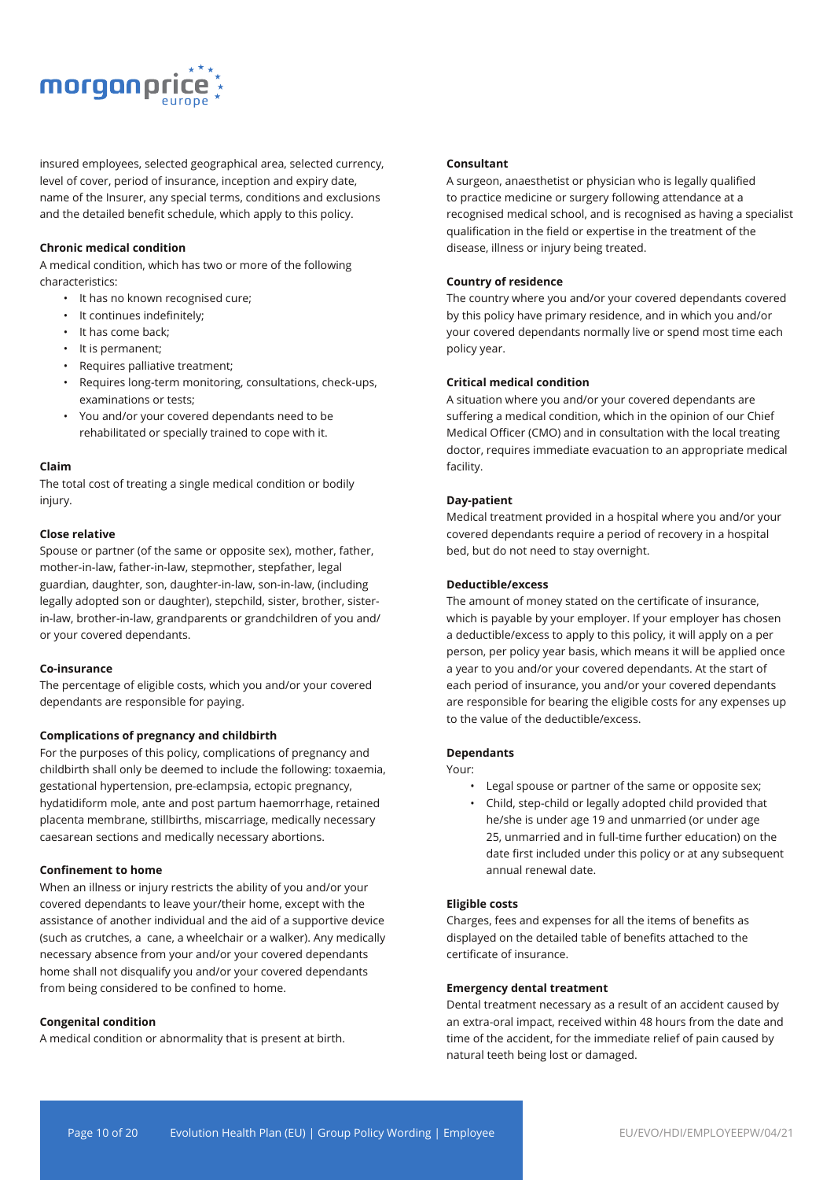insured employees, selected geographical area, selected currency, level of cover, period of insurance, inception and expiry date, name of the Insurer, any special terms, conditions and exclusions and the detailed benefit schedule, which apply to this policy.

**Chronic medical condition**

A medical condition, which has two or more of the following characteristics:

- It has no known recognised cure;
- It continues indefinitely;
- It has come back;
- It is permanent;
- Requires palliative treatment;
- Requires long-term monitoring, consultations, check-ups, examinations or tests;
- You and/or your covered dependants need to be rehabilitated or specially trained to cope with it.

**Claim**

The total cost of treating a single medical condition or bodily injury.

**Close relative**

Spouse or partner (of the same or opposite sex), mother, father, mother-in-law, father-in-law, stepmother, stepfather, legal guardian, daughter, son, daughter-in-law, son-in-law, (including legally adopted son or daughter), stepchild, sister, brother, sister-in-law, brother-in-law, grandparents or grandchildren of you and/or your covered dependants.

**Co-insurance**

The percentage of eligible costs, which you and/or your covered dependants are responsible for paying.

**Complications of pregnancy and childbirth**

For the purposes of this policy, complications of pregnancy and childbirth shall only be deemed to include the following: toxaemia, gestational hypertension, pre-eclampsia, ectopic pregnancy, hydatidiform mole, ante and post partum haemorrhage, retained placenta membrane, stillbirths, miscarriage, medically necessary caesarean sections and medically necessary abortions.

**Confinement to home**

When an illness or injury restricts the ability of you and/or your covered dependants to leave your/their home, except with the assistance of another individual and the aid of a supportive device (such as crutches, a cane, a wheelchair or a walker). Any medically necessary absence from your and/or your covered dependants home shall not disqualify you and/or your covered dependants from being considered to be confined to home.

**Congenital condition**

A medical condition or abnormality that is present at birth.

**Consultant**

A surgeon, anaesthetist or physician who is legally qualified to practice medicine or surgery following attendance at a recognised medical school, and is recognised as having a specialist qualification in the field or expertise in the treatment of the disease, illness or injury being treated.

**Country of residence**

The country where you and/or your covered dependants covered by this policy have primary residence, and in which you and/or your covered dependants normally live or spend most time each policy year.

**Critical medical condition**

A situation where you and/or your covered dependants are suffering a medical condition, which in the opinion of our Chief Medical Officer (CMO) and in consultation with the local treating doctor, requires immediate evacuation to an appropriate medical facility.

**Day-patient**

Medical treatment provided in a hospital where you and/or your covered dependants require a period of recovery in a hospital bed, but do not need to stay overnight.

**Deductible/excess**

The amount of money stated on the certificate of insurance, which is payable by your employer. If your employer has chosen a deductible/excess to apply to this policy, it will apply on a per person, per policy year basis, which means it will be applied once a year to you and/or your covered dependants. At the start of each period of insurance, you and/or your covered dependants are responsible for bearing the eligible costs for any expenses up to the value of the deductible/excess.

**Dependants**

Your:

- Legal spouse or partner of the same or opposite sex;
- Child, step-child or legally adopted child provided that he/she is under age 19 and unmarried (or under age 25, unmarried and in full-time further education) on the date first included under this policy or at any subsequent annual renewal date.

**Eligible costs**

Charges, fees and expenses for all the items of benefits as displayed on the detailed table of benefits attached to the certificate of insurance.

**Emergency dental treatment**

Dental treatment necessary as a result of an accident caused by an extra-oral impact, received within 48 hours from the date and time of the accident, for the immediate relief of pain caused by natural teeth being lost or damaged.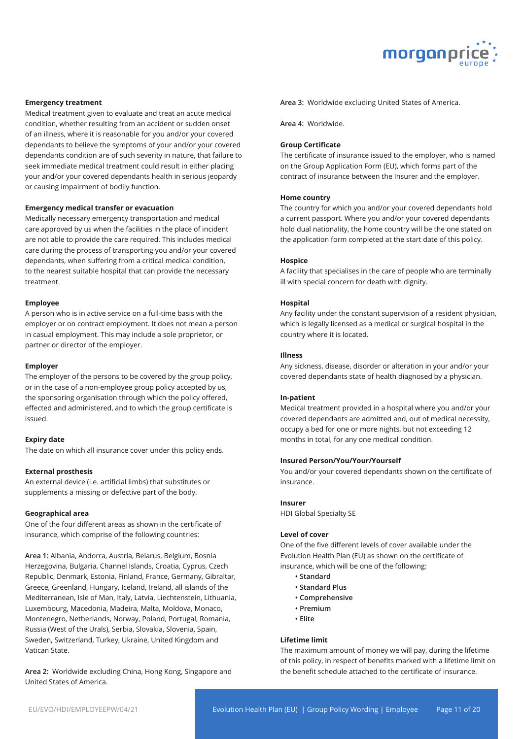**Emergency treatment**

Medical treatment given to evaluate and treat an acute medical condition, whether resulting from an accident or sudden onset of an illness, where it is reasonable for you and/or your covered dependants to believe the symptoms of your and/or your covered dependants condition are of such severity in nature, that failure to seek immediate medical treatment could result in either placing your and/or your covered dependants health in serious jeopardy or causing impairment of bodily function.

**Emergency medical transfer or evacuation**

Medically necessary emergency transportation and medical care approved by us when the facilities in the place of incident are not able to provide the care required. This includes medical care during the process of transporting you and/or your covered dependants, when suffering from a critical medical condition, to the nearest suitable hospital that can provide the necessary treatment.

**Employee**

A person who is in active service on a full-time basis with the employer or on contract employment. It does not mean a person in casual employment. This may include a sole proprietor, or partner or director of the employer.

**Employer**

The employer of the persons to be covered by the group policy, or in the case of a non-employee group policy accepted by us, the sponsoring organisation through which the policy offered, effected and administered, and to which the group certificate is issued.

**Expiry date**

The date on which all insurance cover under this policy ends.

**External prosthesis**

An external device (i.e. artificial limbs) that substitutes or supplements a missing or defective part of the body.

**Geographical area**

One of the four different areas as shown in the certificate of insurance, which comprise of the following countries:

**Area 1:** Albania, Andorra, Austria, Belarus, Belgium, Bosnia Herzegovina, Bulgaria, Channel Islands, Croatia, Cyprus, Czech Republic, Denmark, Estonia, Finland, France, Germany, Gibraltar, Greece, Greenland, Hungary, Iceland, Ireland, all islands of the Mediterranean, Isle of Man, Italy, Latvia, Liechtenstein, Lithuania, Luxembourg, Macedonia, Madeira, Malta, Moldova, Monaco, Montenegro, Netherlands, Norway, Poland, Portugal, Romania, Russia (West of the Urals), Serbia, Slovakia, Slovenia, Spain, Sweden, Switzerland, Turkey, Ukraine, United Kingdom and Vatican State.

**Area 2:** Worldwide excluding China, Hong Kong, Singapore and United States of America.

**Area 3:** Worldwide excluding United States of America.

**Area 4:** Worldwide.

**Group Certificate**

The certificate of insurance issued to the employer, who is named on the Group Application Form (EU), which forms part of the contract of insurance between the Insurer and the employer.

**Home country**

The country for which you and/or your covered dependants hold a current passport. Where you and/or your covered dependants hold dual nationality, the home country will be the one stated on the application form completed at the start date of this policy.

**Hospice**

A facility that specialises in the care of people who are terminally ill with special concern for death with dignity.

**Hospital**

Any facility under the constant supervision of a resident physician, which is legally licensed as a medical or surgical hospital in the country where it is located.

**Illness**

Any sickness, disease, disorder or alteration in your and/or your covered dependants state of health diagnosed by a physician.

**In-patient**

Medical treatment provided in a hospital where you and/or your covered dependants are admitted and, out of medical necessity, occupy a bed for one or more nights, but not exceeding 12 months in total, for any one medical condition.

**Insured Person/You/Your/Yourself**

You and/or your covered dependants shown on the certificate of insurance.

**Insurer**

HDI Global Specialty SE

**Level of cover**

One of the five different levels of cover available under the Evolution Health Plan (EU) as shown on the certificate of insurance, which will be one of the following:

- **Standard**
- **Standard Plus**
- **Comprehensive**
- **Premium**
- **Elite**

**Lifetime limit**

The maximum amount of money we will pay, during the lifetime of this policy, in respect of benefits marked with a lifetime limit on the benefit schedule attached to the certificate of insurance.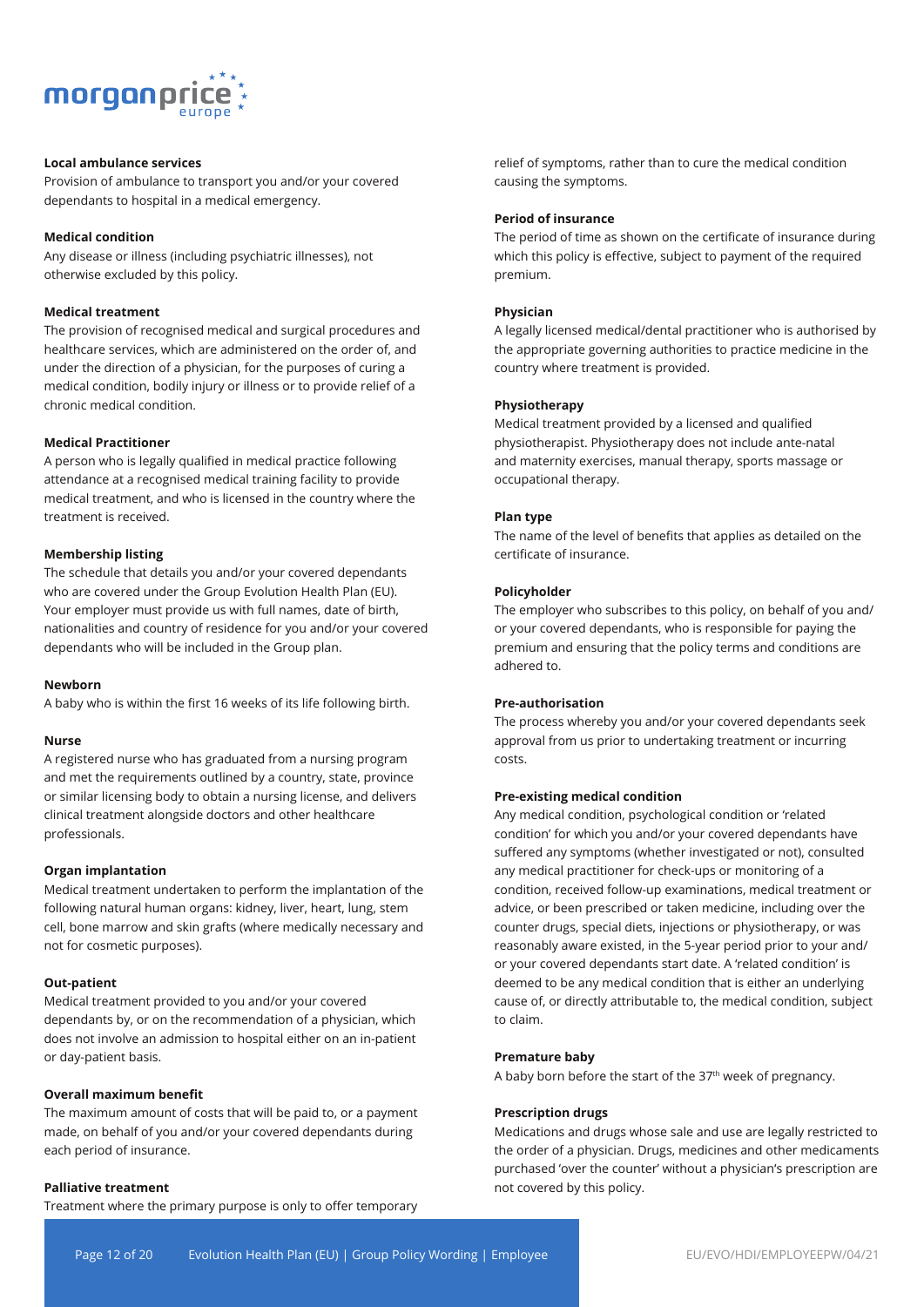**Local ambulance services**

Provision of ambulance to transport you and/or your covered dependants to hospital in a medical emergency.

**Medical condition**

Any disease or illness (including psychiatric illnesses), not otherwise excluded by this policy.

**Medical treatment**

The provision of recognised medical and surgical procedures and healthcare services, which are administered on the order of, and under the direction of a physician, for the purposes of curing a medical condition, bodily injury or illness or to provide relief of a chronic medical condition.

**Medical Practitioner**

A person who is legally qualified in medical practice following attendance at a recognised medical training facility to provide medical treatment, and who is licensed in the country where the treatment is received.

**Membership listing**

The schedule that details you and/or your covered dependants who are covered under the Group Evolution Health Plan (EU). Your employer must provide us with full names, date of birth, nationalities and country of residence for you and/or your covered dependants who will be included in the Group plan.

**Newborn**

A baby who is within the first 16 weeks of its life following birth.

**Nurse**

A registered nurse who has graduated from a nursing program and met the requirements outlined by a country, state, province or similar licensing body to obtain a nursing license, and delivers clinical treatment alongside doctors and other healthcare professionals.

**Organ implantation**

Medical treatment undertaken to perform the implantation of the following natural human organs: kidney, liver, heart, lung, stem cell, bone marrow and skin grafts (where medically necessary and not for cosmetic purposes).

**Out-patient**

Medical treatment provided to you and/or your covered dependants by, or on the recommendation of a physician, which does not involve an admission to hospital either on an in-patient or day-patient basis.

**Overall maximum benefit**

The maximum amount of costs that will be paid to, or a payment made, on behalf of you and/or your covered dependants during each period of insurance.

**Palliative treatment**

Treatment where the primary purpose is only to offer temporary relief of symptoms, rather than to cure the medical condition causing the symptoms.

**Period of insurance**

The period of time as shown on the certificate of insurance during which this policy is effective, subject to payment of the required premium.

**Physician**

A legally licensed medical/dental practitioner who is authorised by the appropriate governing authorities to practice medicine in the country where treatment is provided.

**Physiotherapy**

Medical treatment provided by a licensed and qualified physiotherapist. Physiotherapy does not include ante-natal and maternity exercises, manual therapy, sports massage or occupational therapy.

**Plan type**

The name of the level of benefits that applies as detailed on the certificate of insurance.

**Policyholder**

The employer who subscribes to this policy, on behalf of you and/ or your covered dependants, who is responsible for paying the premium and ensuring that the policy terms and conditions are adhered to.

**Pre-authorisation**

The process whereby you and/or your covered dependants seek approval from us prior to undertaking treatment or incurring costs.

**Pre-existing medical condition**

Any medical condition, psychological condition or 'related condition' for which you and/or your covered dependants have suffered any symptoms (whether investigated or not), consulted any medical practitioner for check-ups or monitoring of a condition, received follow-up examinations, medical treatment or advice, or been prescribed or taken medicine, including over the counter drugs, special diets, injections or physiotherapy, or was reasonably aware existed, in the 5-year period prior to your and/ or your covered dependants start date. A 'related condition' is deemed to be any medical condition that is either an underlying cause of, or directly attributable to, the medical condition, subject to claim.

**Premature baby**

A baby born before the start of the 37th week of pregnancy.

**Prescription drugs**

Medications and drugs whose sale and use are legally restricted to the order of a physician. Drugs, medicines and other medicaments purchased 'over the counter' without a physician's prescription are not covered by this policy.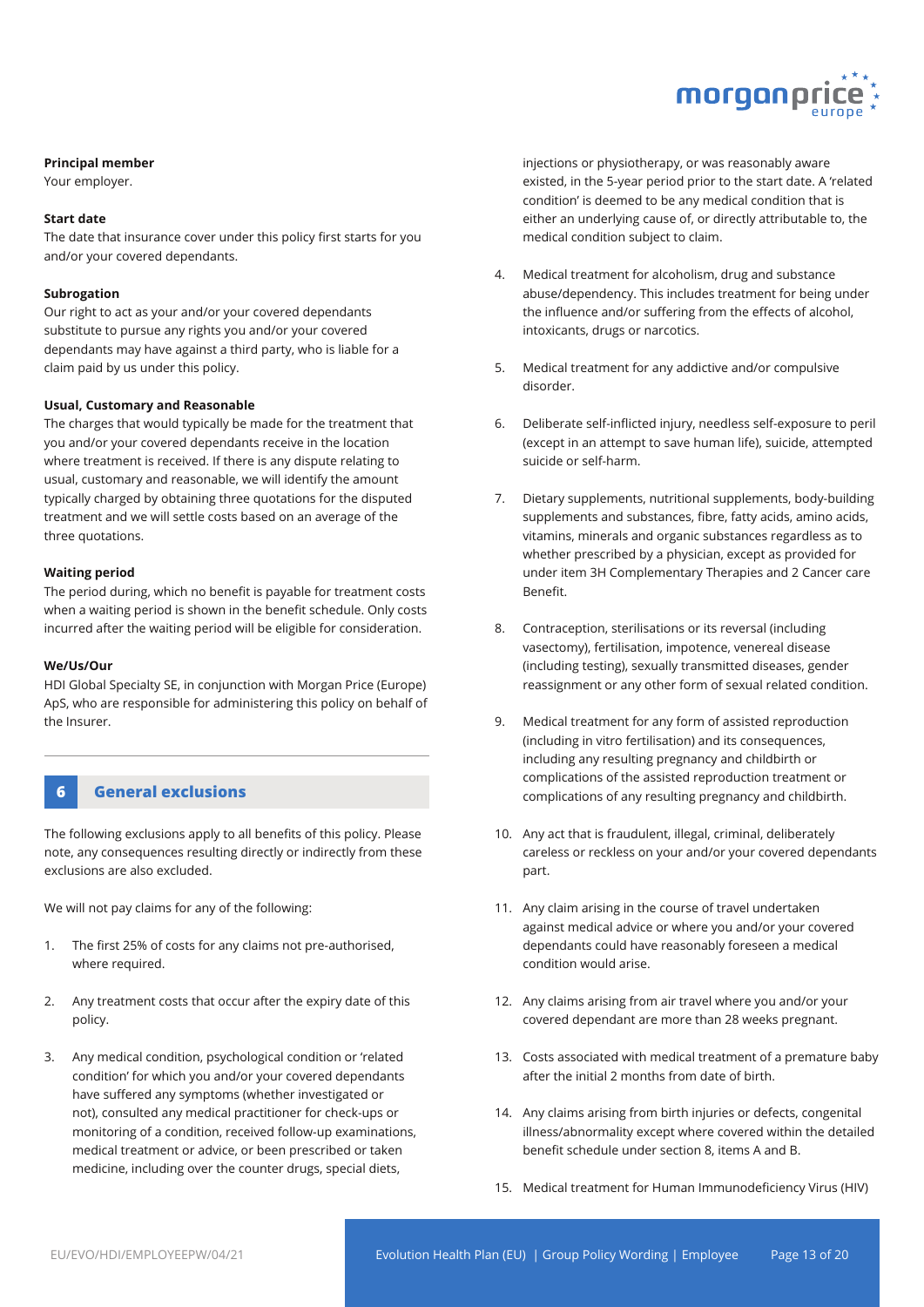**Principal member**
Your employer.

**Start date**
The date that insurance cover under this policy first starts for you and/or your covered dependants.

**Subrogation**
Our right to act as your and/or your covered dependants substitute to pursue any rights you and/or your covered dependants may have against a third party, who is liable for a claim paid by us under this policy.

**Usual, Customary and Reasonable**
The charges that would typically be made for the treatment that you and/or your covered dependants receive in the location where treatment is received. If there is any dispute relating to usual, customary and reasonable, we will identify the amount typically charged by obtaining three quotations for the disputed treatment and we will settle costs based on an average of the three quotations.

**Waiting period**
The period during, which no benefit is payable for treatment costs when a waiting period is shown in the benefit schedule. Only costs incurred after the waiting period will be eligible for consideration.

**We/Us/Our**
HDI Global Specialty SE, in conjunction with Morgan Price (Europe) ApS, who are responsible for administering this policy on behalf of the Insurer.

## 6 General exclusions

The following exclusions apply to all benefits of this policy. Please note, any consequences resulting directly or indirectly from these exclusions are also excluded.

We will not pay claims for any of the following:

1. The first 25% of costs for any claims not pre-authorised, where required.

2. Any treatment costs that occur after the expiry date of this policy.

3. Any medical condition, psychological condition or 'related condition' for which you and/or your covered dependants have suffered any symptoms (whether investigated or not), consulted any medical practitioner for check-ups or monitoring of a condition, received follow-up examinations, medical treatment or advice, or been prescribed or taken medicine, including over the counter drugs, special diets, injections or physiotherapy, or was reasonably aware existed, in the 5-year period prior to the start date. A 'related condition' is deemed to be any medical condition that is either an underlying cause of, or directly attributable to, the medical condition subject to claim.

4. Medical treatment for alcoholism, drug and substance abuse/dependency. This includes treatment for being under the influence and/or suffering from the effects of alcohol, intoxicants, drugs or narcotics.

5. Medical treatment for any addictive and/or compulsive disorder.

6. Deliberate self-inflicted injury, needless self-exposure to peril (except in an attempt to save human life), suicide, attempted suicide or self-harm.

7. Dietary supplements, nutritional supplements, body-building supplements and substances, fibre, fatty acids, amino acids, vitamins, minerals and organic substances regardless as to whether prescribed by a physician, except as provided for under item 3H Complementary Therapies and 2 Cancer care Benefit.

8. Contraception, sterilisations or its reversal (including vasectomy), fertilisation, impotence, venereal disease (including testing), sexually transmitted diseases, gender reassignment or any other form of sexual related condition.

9. Medical treatment for any form of assisted reproduction (including in vitro fertilisation) and its consequences, including any resulting pregnancy and childbirth or complications of the assisted reproduction treatment or complications of any resulting pregnancy and childbirth.

10. Any act that is fraudulent, illegal, criminal, deliberately careless or reckless on your and/or your covered dependants part.

11. Any claim arising in the course of travel undertaken against medical advice or where you and/or your covered dependants could have reasonably foreseen a medical condition would arise.

12. Any claims arising from air travel where you and/or your covered dependant are more than 28 weeks pregnant.

13. Costs associated with medical treatment of a premature baby after the initial 2 months from date of birth.

14. Any claims arising from birth injuries or defects, congenital illness/abnormality except where covered within the detailed benefit schedule under section 8, items A and B.

15. Medical treatment for Human Immunodeficiency Virus (HIV)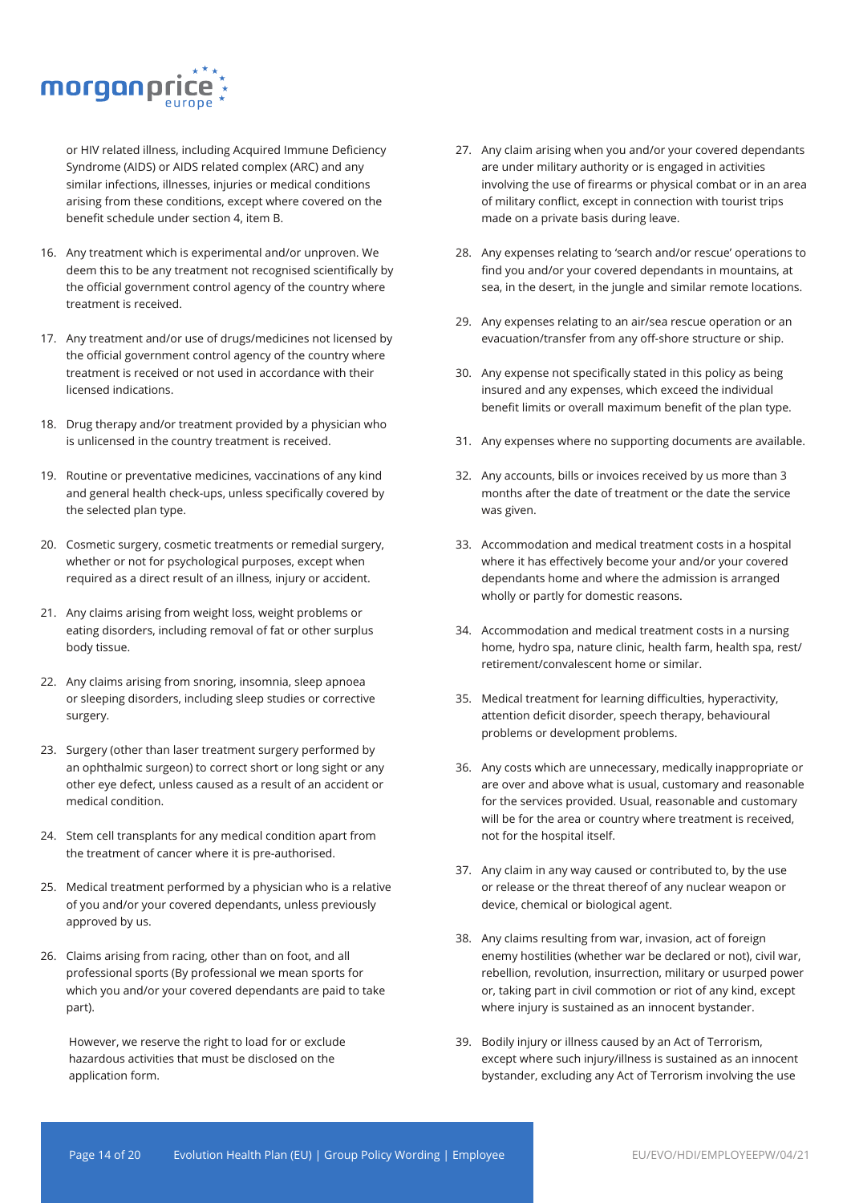or HIV related illness, including Acquired Immune Deficiency Syndrome (AIDS) or AIDS related complex (ARC) and any similar infections, illnesses, injuries or medical conditions arising from these conditions, except where covered on the benefit schedule under section 4, item B.

16. Any treatment which is experimental and/or unproven. We deem this to be any treatment not recognised scientifically by the official government control agency of the country where treatment is received.

17. Any treatment and/or use of drugs/medicines not licensed by the official government control agency of the country where treatment is received or not used in accordance with their licensed indications.

18. Drug therapy and/or treatment provided by a physician who is unlicensed in the country treatment is received.

19. Routine or preventative medicines, vaccinations of any kind and general health check-ups, unless specifically covered by the selected plan type.

20. Cosmetic surgery, cosmetic treatments or remedial surgery, whether or not for psychological purposes, except when required as a direct result of an illness, injury or accident.

21. Any claims arising from weight loss, weight problems or eating disorders, including removal of fat or other surplus body tissue.

22. Any claims arising from snoring, insomnia, sleep apnoea or sleeping disorders, including sleep studies or corrective surgery.

23. Surgery (other than laser treatment surgery performed by an ophthalmic surgeon) to correct short or long sight or any other eye defect, unless caused as a result of an accident or medical condition.

24. Stem cell transplants for any medical condition apart from the treatment of cancer where it is pre-authorised.

25. Medical treatment performed by a physician who is a relative of you and/or your covered dependants, unless previously approved by us.

26. Claims arising from racing, other than on foot, and all professional sports (By professional we mean sports for which you and/or your covered dependants are paid to take part).

    However, we reserve the right to load for or exclude hazardous activities that must be disclosed on the application form.

27. Any claim arising when you and/or your covered dependants are under military authority or is engaged in activities involving the use of firearms or physical combat or in an area of military conflict, except in connection with tourist trips made on a private basis during leave.

28. Any expenses relating to 'search and/or rescue' operations to find you and/or your covered dependants in mountains, at sea, in the desert, in the jungle and similar remote locations.

29. Any expenses relating to an air/sea rescue operation or an evacuation/transfer from any off-shore structure or ship.

30. Any expense not specifically stated in this policy as being insured and any expenses, which exceed the individual benefit limits or overall maximum benefit of the plan type.

31. Any expenses where no supporting documents are available.

32. Any accounts, bills or invoices received by us more than 3 months after the date of treatment or the date the service was given.

33. Accommodation and medical treatment costs in a hospital where it has effectively become your and/or your covered dependants home and where the admission is arranged wholly or partly for domestic reasons.

34. Accommodation and medical treatment costs in a nursing home, hydro spa, nature clinic, health farm, health spa, rest/ retirement/convalescent home or similar.

35. Medical treatment for learning difficulties, hyperactivity, attention deficit disorder, speech therapy, behavioural problems or development problems.

36. Any costs which are unnecessary, medically inappropriate or are over and above what is usual, customary and reasonable for the services provided. Usual, reasonable and customary will be for the area or country where treatment is received, not for the hospital itself.

37. Any claim in any way caused or contributed to, by the use or release or the threat thereof of any nuclear weapon or device, chemical or biological agent.

38. Any claims resulting from war, invasion, act of foreign enemy hostilities (whether war be declared or not), civil war, rebellion, revolution, insurrection, military or usurped power or, taking part in civil commotion or riot of any kind, except where injury is sustained as an innocent bystander.

39. Bodily injury or illness caused by an Act of Terrorism, except where such injury/illness is sustained as an innocent bystander, excluding any Act of Terrorism involving the use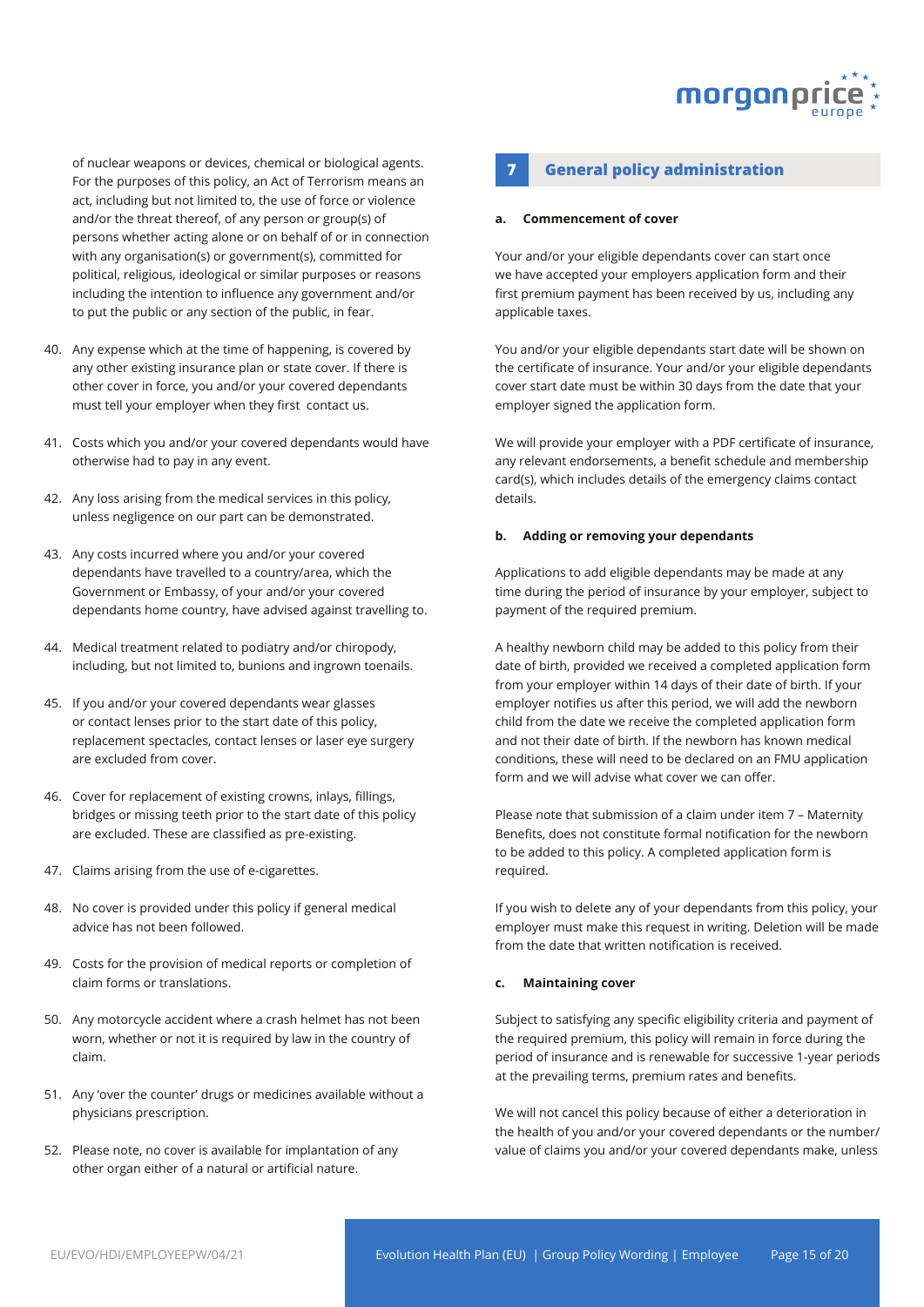of nuclear weapons or devices, chemical or biological agents. For the purposes of this policy, an Act of Terrorism means an act, including but not limited to, the use of force or violence and/or the threat thereof, of any person or group(s) of persons whether acting alone or on behalf of or in connection with any organisation(s) or government(s), committed for political, religious, ideological or similar purposes or reasons including the intention to influence any government and/or to put the public or any section of the public, in fear.

40. Any expense which at the time of happening, is covered by any other existing insurance plan or state cover. If there is other cover in force, you and/or your covered dependants must tell your employer when they first contact us.
41. Costs which you and/or your covered dependants would have otherwise had to pay in any event.
42. Any loss arising from the medical services in this policy, unless negligence on our part can be demonstrated.
43. Any costs incurred where you and/or your covered dependants have travelled to a country/area, which the Government or Embassy, of your and/or your covered dependants home country, have advised against travelling to.
44. Medical treatment related to podiatry and/or chiropody, including, but not limited to, bunions and ingrown toenails.
45. If you and/or your covered dependants wear glasses or contact lenses prior to the start date of this policy, replacement spectacles, contact lenses or laser eye surgery are excluded from cover.
46. Cover for replacement of existing crowns, inlays, fillings, bridges or missing teeth prior to the start date of this policy are excluded. These are classified as pre-existing.
47. Claims arising from the use of e-cigarettes.
48. No cover is provided under this policy if general medical advice has not been followed.
49. Costs for the provision of medical reports or completion of claim forms or translations.
50. Any motorcycle accident where a crash helmet has not been worn, whether or not it is required by law in the country of claim.
51. Any 'over the counter' drugs or medicines available without a physicians prescription.
52. Please note, no cover is available for implantation of any other organ either of a natural or artificial nature.

## 7 General policy administration

**a. Commencement of cover**

Your and/or your eligible dependants cover can start once we have accepted your employers application form and their first premium payment has been received by us, including any applicable taxes.

You and/or your eligible dependants start date will be shown on the certificate of insurance. Your and/or your eligible dependants cover start date must be within 30 days from the date that your employer signed the application form.

We will provide your employer with a PDF certificate of insurance, any relevant endorsements, a benefit schedule and membership card(s), which includes details of the emergency claims contact details.

**b. Adding or removing your dependants**

Applications to add eligible dependants may be made at any time during the period of insurance by your employer, subject to payment of the required premium.

A healthy newborn child may be added to this policy from their date of birth, provided we received a completed application form from your employer within 14 days of their date of birth. If your employer notifies us after this period, we will add the newborn child from the date we receive the completed application form and not their date of birth. If the newborn has known medical conditions, these will need to be declared on an FMU application form and we will advise what cover we can offer.

Please note that submission of a claim under item 7 – Maternity Benefits, does not constitute formal notification for the newborn to be added to this policy. A completed application form is required.

If you wish to delete any of your dependants from this policy, your employer must make this request in writing. Deletion will be made from the date that written notification is received.

**c. Maintaining cover**

Subject to satisfying any specific eligibility criteria and payment of the required premium, this policy will remain in force during the period of insurance and is renewable for successive 1-year periods at the prevailing terms, premium rates and benefits.

We will not cancel this policy because of either a deterioration in the health of you and/or your covered dependants or the number/value of claims you and/or your covered dependants make, unless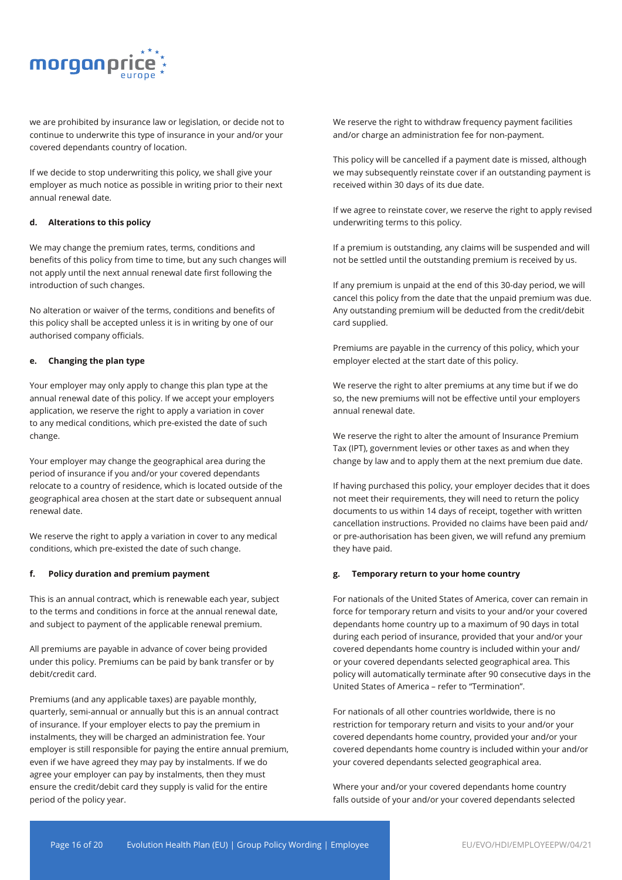we are prohibited by insurance law or legislation, or decide not to continue to underwrite this type of insurance in your and/or your covered dependants country of location.

If we decide to stop underwriting this policy, we shall give your employer as much notice as possible in writing prior to their next annual renewal date.

#### d. Alterations to this policy

We may change the premium rates, terms, conditions and benefits of this policy from time to time, but any such changes will not apply until the next annual renewal date first following the introduction of such changes.

No alteration or waiver of the terms, conditions and benefits of this policy shall be accepted unless it is in writing by one of our authorised company officials.

#### e. Changing the plan type

Your employer may only apply to change this plan type at the annual renewal date of this policy. If we accept your employers application, we reserve the right to apply a variation in cover to any medical conditions, which pre-existed the date of such change.

Your employer may change the geographical area during the period of insurance if you and/or your covered dependants relocate to a country of residence, which is located outside of the geographical area chosen at the start date or subsequent annual renewal date.

We reserve the right to apply a variation in cover to any medical conditions, which pre-existed the date of such change.

#### f. Policy duration and premium payment

This is an annual contract, which is renewable each year, subject to the terms and conditions in force at the annual renewal date, and subject to payment of the applicable renewal premium.

All premiums are payable in advance of cover being provided under this policy. Premiums can be paid by bank transfer or by debit/credit card.

Premiums (and any applicable taxes) are payable monthly, quarterly, semi-annual or annually but this is an annual contract of insurance. If your employer elects to pay the premium in instalments, they will be charged an administration fee. Your employer is still responsible for paying the entire annual premium, even if we have agreed they may pay by instalments. If we do agree your employer can pay by instalments, then they must ensure the credit/debit card they supply is valid for the entire period of the policy year.

We reserve the right to withdraw frequency payment facilities and/or charge an administration fee for non-payment.

This policy will be cancelled if a payment date is missed, although we may subsequently reinstate cover if an outstanding payment is received within 30 days of its due date.

If we agree to reinstate cover, we reserve the right to apply revised underwriting terms to this policy.

If a premium is outstanding, any claims will be suspended and will not be settled until the outstanding premium is received by us.

If any premium is unpaid at the end of this 30-day period, we will cancel this policy from the date that the unpaid premium was due. Any outstanding premium will be deducted from the credit/debit card supplied.

Premiums are payable in the currency of this policy, which your employer elected at the start date of this policy.

We reserve the right to alter premiums at any time but if we do so, the new premiums will not be effective until your employers annual renewal date.

We reserve the right to alter the amount of Insurance Premium Tax (IPT), government levies or other taxes as and when they change by law and to apply them at the next premium due date.

If having purchased this policy, your employer decides that it does not meet their requirements, they will need to return the policy documents to us within 14 days of receipt, together with written cancellation instructions. Provided no claims have been paid and/or pre-authorisation has been given, we will refund any premium they have paid.

#### g. Temporary return to your home country

For nationals of the United States of America, cover can remain in force for temporary return and visits to your and/or your covered dependants home country up to a maximum of 90 days in total during each period of insurance, provided that your and/or your covered dependants home country is included within your and/or your covered dependants selected geographical area. This policy will automatically terminate after 90 consecutive days in the United States of America – refer to "Termination".

For nationals of all other countries worldwide, there is no restriction for temporary return and visits to your and/or your covered dependants home country, provided your and/or your covered dependants home country is included within your and/or your covered dependants selected geographical area.

Where your and/or your covered dependants home country falls outside of your and/or your covered dependants selected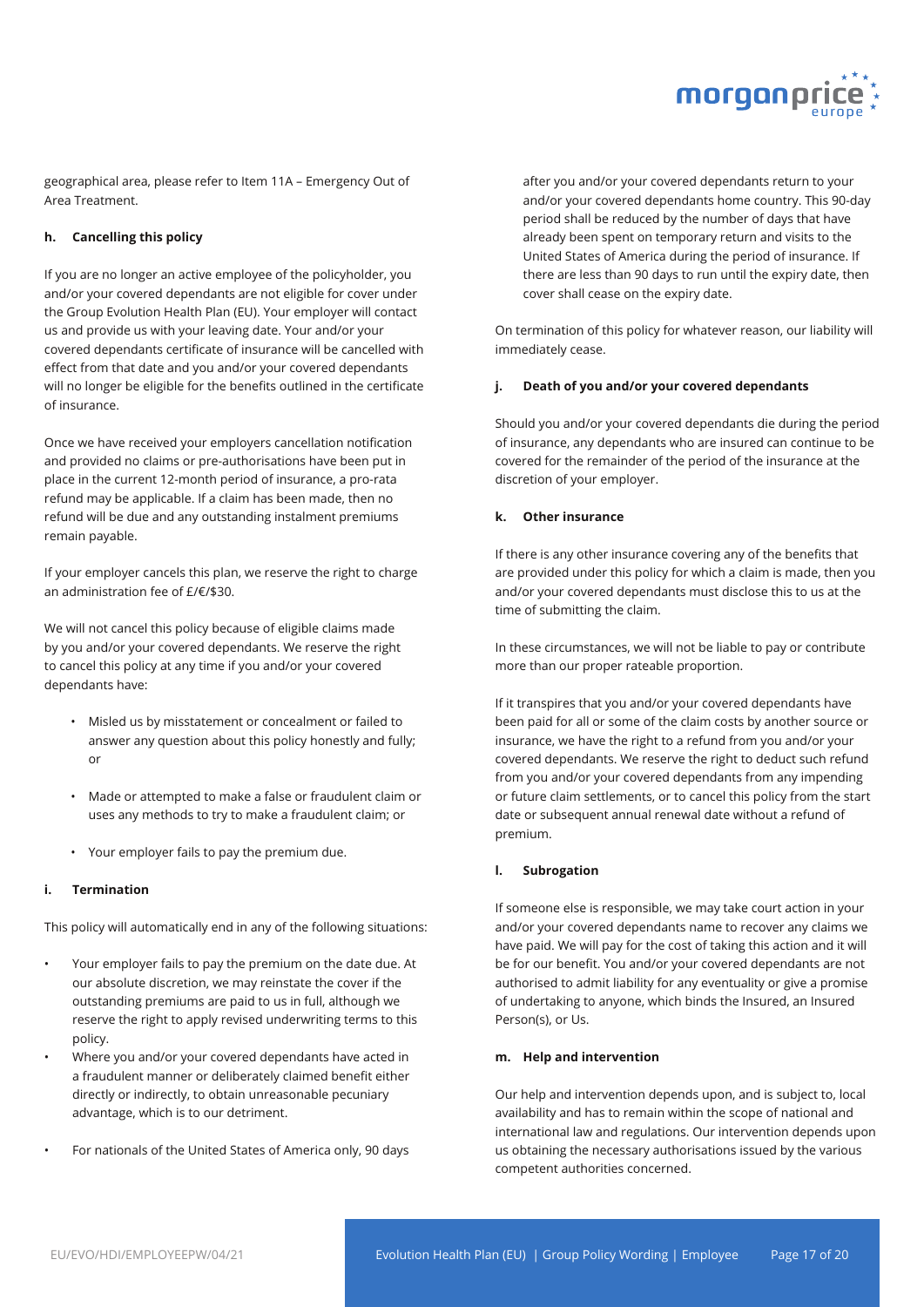geographical area, please refer to Item 11A – Emergency Out of Area Treatment.

#### h. Cancelling this policy

If you are no longer an active employee of the policyholder, you and/or your covered dependants are not eligible for cover under the Group Evolution Health Plan (EU). Your employer will contact us and provide us with your leaving date. Your and/or your covered dependants certificate of insurance will be cancelled with effect from that date and you and/or your covered dependants will no longer be eligible for the benefits outlined in the certificate of insurance.

Once we have received your employers cancellation notification and provided no claims or pre-authorisations have been put in place in the current 12-month period of insurance, a pro-rata refund may be applicable. If a claim has been made, then no refund will be due and any outstanding instalment premiums remain payable.

If your employer cancels this plan, we reserve the right to charge an administration fee of £/€/$30.

We will not cancel this policy because of eligible claims made by you and/or your covered dependants. We reserve the right to cancel this policy at any time if you and/or your covered dependants have:

- Misled us by misstatement or concealment or failed to answer any question about this policy honestly and fully; or
- Made or attempted to make a false or fraudulent claim or uses any methods to try to make a fraudulent claim; or
- Your employer fails to pay the premium due.

#### i. Termination

This policy will automatically end in any of the following situations:

- Your employer fails to pay the premium on the date due. At our absolute discretion, we may reinstate the cover if the outstanding premiums are paid to us in full, although we reserve the right to apply revised underwriting terms to this policy.
- Where you and/or your covered dependants have acted in a fraudulent manner or deliberately claimed benefit either directly or indirectly, to obtain unreasonable pecuniary advantage, which is to our detriment.
- For nationals of the United States of America only, 90 days after you and/or your covered dependants return to your and/or your covered dependants home country. This 90-day period shall be reduced by the number of days that have already been spent on temporary return and visits to the United States of America during the period of insurance. If there are less than 90 days to run until the expiry date, then cover shall cease on the expiry date.

On termination of this policy for whatever reason, our liability will immediately cease.

#### j. Death of you and/or your covered dependants

Should you and/or your covered dependants die during the period of insurance, any dependants who are insured can continue to be covered for the remainder of the period of the insurance at the discretion of your employer.

#### k. Other insurance

If there is any other insurance covering any of the benefits that are provided under this policy for which a claim is made, then you and/or your covered dependants must disclose this to us at the time of submitting the claim.

In these circumstances, we will not be liable to pay or contribute more than our proper rateable proportion.

If it transpires that you and/or your covered dependants have been paid for all or some of the claim costs by another source or insurance, we have the right to a refund from you and/or your covered dependants. We reserve the right to deduct such refund from you and/or your covered dependants from any impending or future claim settlements, or to cancel this policy from the start date or subsequent annual renewal date without a refund of premium.

#### l. Subrogation

If someone else is responsible, we may take court action in your and/or your covered dependants name to recover any claims we have paid. We will pay for the cost of taking this action and it will be for our benefit. You and/or your covered dependants are not authorised to admit liability for any eventuality or give a promise of undertaking to anyone, which binds the Insured, an Insured Person(s), or Us.

#### m. Help and intervention

Our help and intervention depends upon, and is subject to, local availability and has to remain within the scope of national and international law and regulations. Our intervention depends upon us obtaining the necessary authorisations issued by the various competent authorities concerned.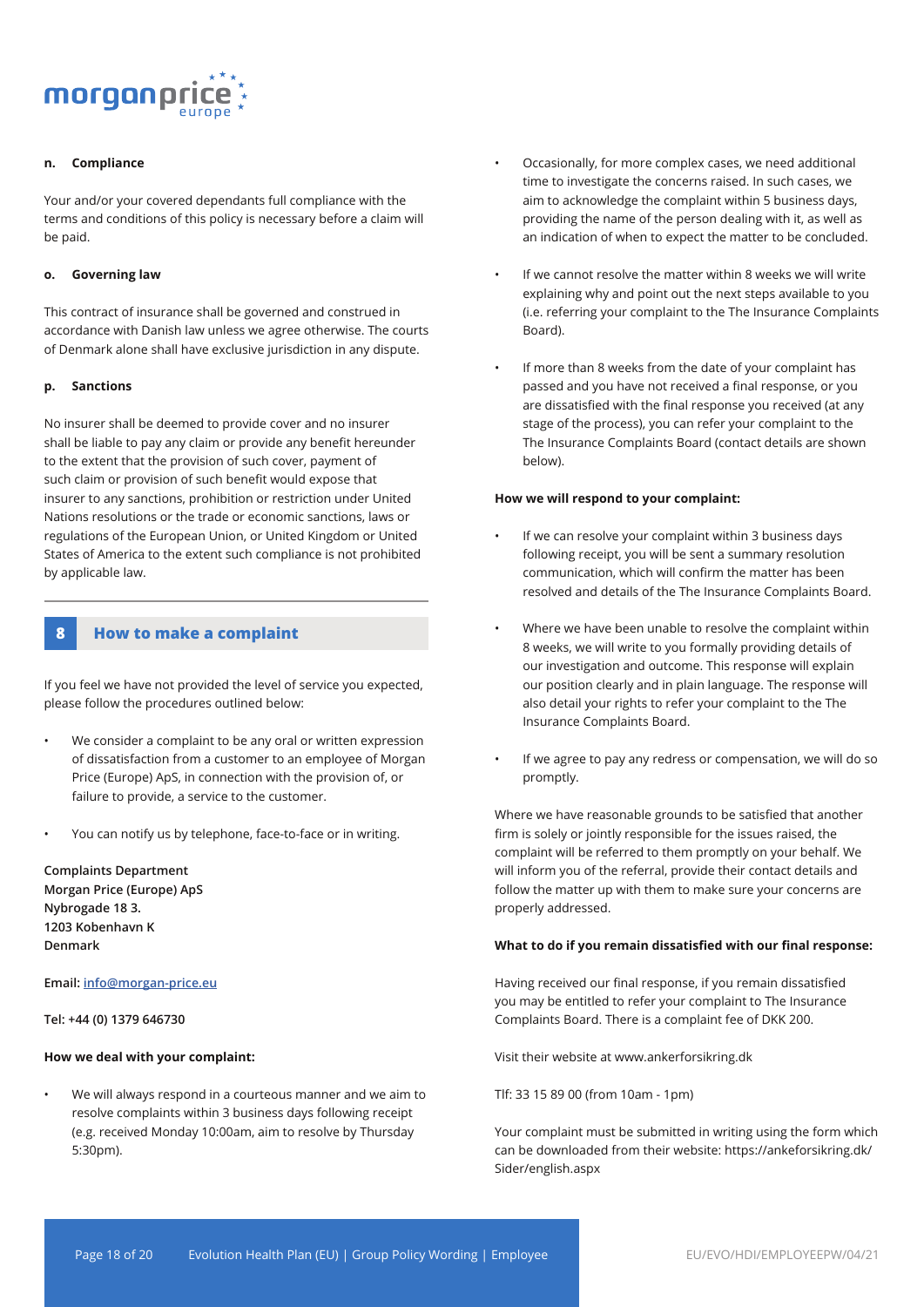#### n. Compliance

Your and/or your covered dependants full compliance with the terms and conditions of this policy is necessary before a claim will be paid.

#### o. Governing law

This contract of insurance shall be governed and construed in accordance with Danish law unless we agree otherwise. The courts of Denmark alone shall have exclusive jurisdiction in any dispute.

#### p. Sanctions

No insurer shall be deemed to provide cover and no insurer shall be liable to pay any claim or provide any benefit hereunder to the extent that the provision of such cover, payment of such claim or provision of such benefit would expose that insurer to any sanctions, prohibition or restriction under United Nations resolutions or the trade or economic sanctions, laws or regulations of the European Union, or United Kingdom or United States of America to the extent such compliance is not prohibited by applicable law.

## 8 How to make a complaint

If you feel we have not provided the level of service you expected, please follow the procedures outlined below:

- We consider a complaint to be any oral or written expression of dissatisfaction from a customer to an employee of Morgan Price (Europe) ApS, in connection with the provision of, or failure to provide, a service to the customer.
- You can notify us by telephone, face-to-face or in writing.

**Complaints Department**
**Morgan Price (Europe) ApS**
**Nybrogade 18 3.**
**1203 Kobenhavn K**
**Denmark**

**Email:** info@morgan-price.eu

**Tel: +44 (0) 1379 646730**

**How we deal with your complaint:**

- We will always respond in a courteous manner and we aim to resolve complaints within 3 business days following receipt (e.g. received Monday 10:00am, aim to resolve by Thursday 5:30pm).
- Occasionally, for more complex cases, we need additional time to investigate the concerns raised. In such cases, we aim to acknowledge the complaint within 5 business days, providing the name of the person dealing with it, as well as an indication of when to expect the matter to be concluded.
- If we cannot resolve the matter within 8 weeks we will write explaining why and point out the next steps available to you (i.e. referring your complaint to the The Insurance Complaints Board).
- If more than 8 weeks from the date of your complaint has passed and you have not received a final response, or you are dissatisfied with the final response you received (at any stage of the process), you can refer your complaint to the The Insurance Complaints Board (contact details are shown below).

**How we will respond to your complaint:**

- If we can resolve your complaint within 3 business days following receipt, you will be sent a summary resolution communication, which will confirm the matter has been resolved and details of the The Insurance Complaints Board.
- Where we have been unable to resolve the complaint within 8 weeks, we will write to you formally providing details of our investigation and outcome. This response will explain our position clearly and in plain language. The response will also detail your rights to refer your complaint to the The Insurance Complaints Board.
- If we agree to pay any redress or compensation, we will do so promptly.

Where we have reasonable grounds to be satisfied that another firm is solely or jointly responsible for the issues raised, the complaint will be referred to them promptly on your behalf. We will inform you of the referral, provide their contact details and follow the matter up with them to make sure your concerns are properly addressed.

**What to do if you remain dissatisfied with our final response:**

Having received our final response, if you remain dissatisfied you may be entitled to refer your complaint to The Insurance Complaints Board. There is a complaint fee of DKK 200.

Visit their website at www.ankerforsikring.dk

Tlf: 33 15 89 00 (from 10am - 1pm)

Your complaint must be submitted in writing using the form which can be downloaded from their website: https://ankeforsikring.dk/Sider/english.aspx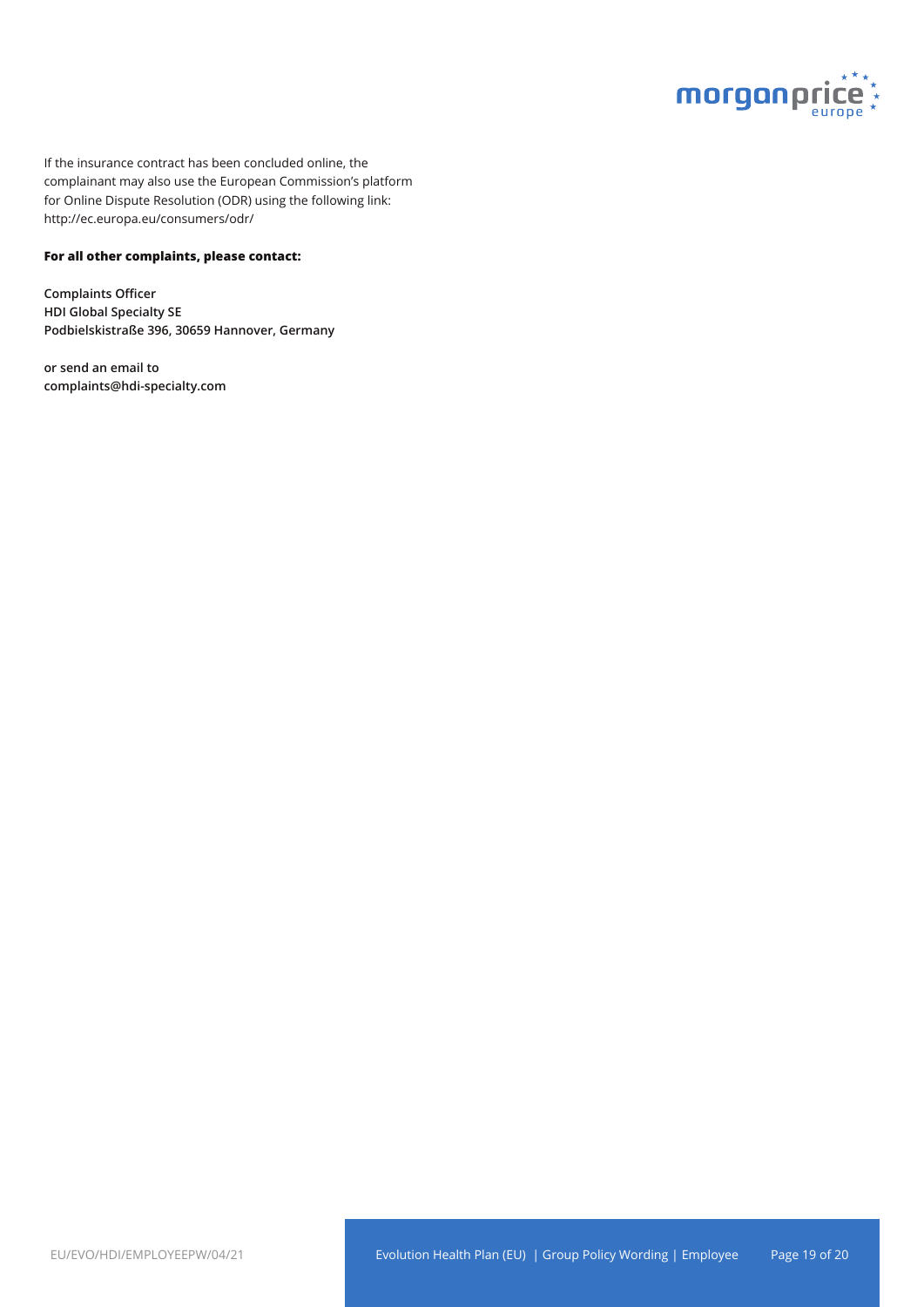If the insurance contract has been concluded online, the complainant may also use the European Commission's platform for Online Dispute Resolution (ODR) using the following link: http://ec.europa.eu/consumers/odr/

**For all other complaints, please contact:**

**Complaints Officer**
**HDI Global Specialty SE**
**Podbielskistraße 396, 30659 Hannover, Germany**

**or send an email to**
**complaints@hdi-specialty.com**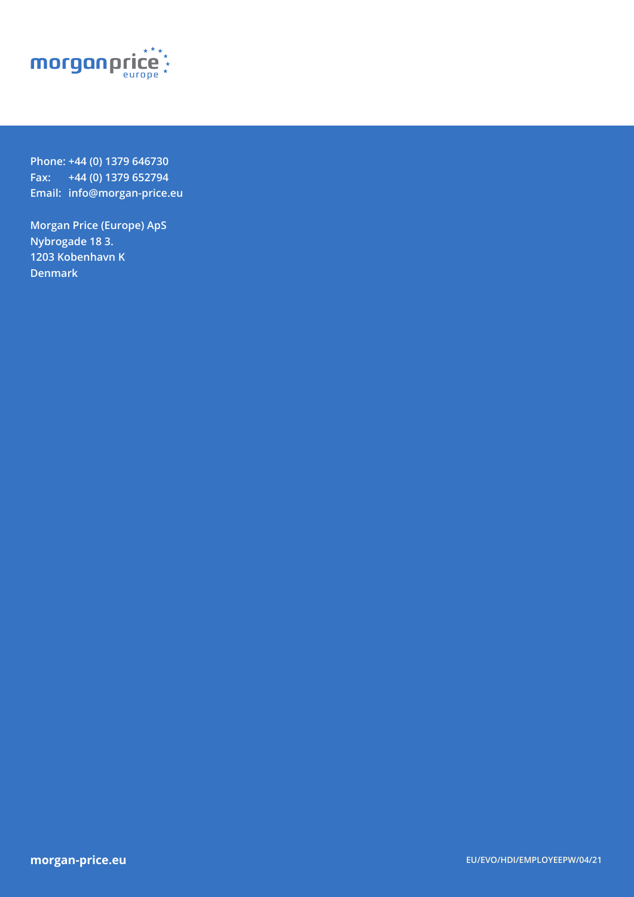morganprice europe

Phone: +44 (0) 1379 646730
Fax: +44 (0) 1379 652794
Email: info@morgan-price.eu

Morgan Price (Europe) ApS
Nybrogade 18 3.
1203 Kobenhavn K
Denmark

**morgan-price.eu**

EU/EVO/HDI/EMPLOYEEPW/04/21